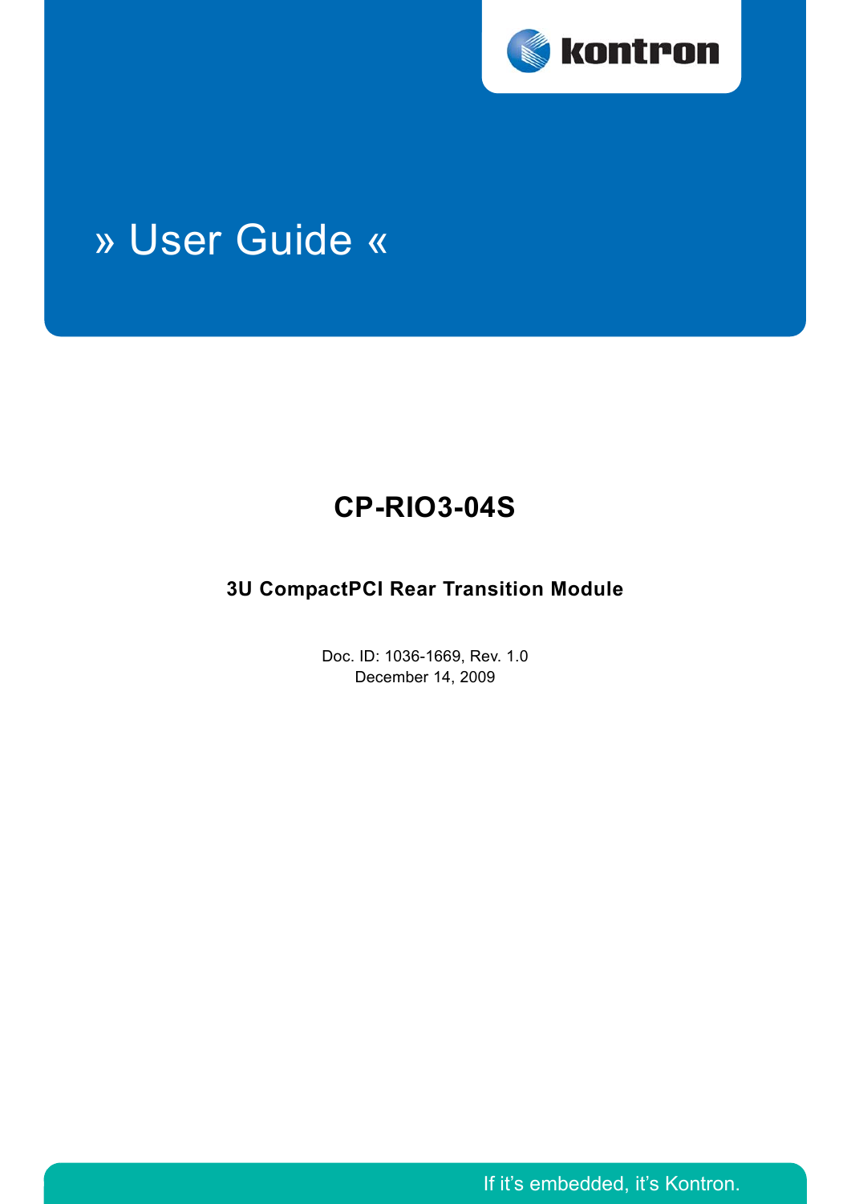kontron

# » User Guide «

## CP-RIO3-04S

### 3U CompactPCI Rear Transition Module

Doc. ID: 1036-1669, Rev. 1.0
December 14, 2009

If it's embedded, it's Kontron.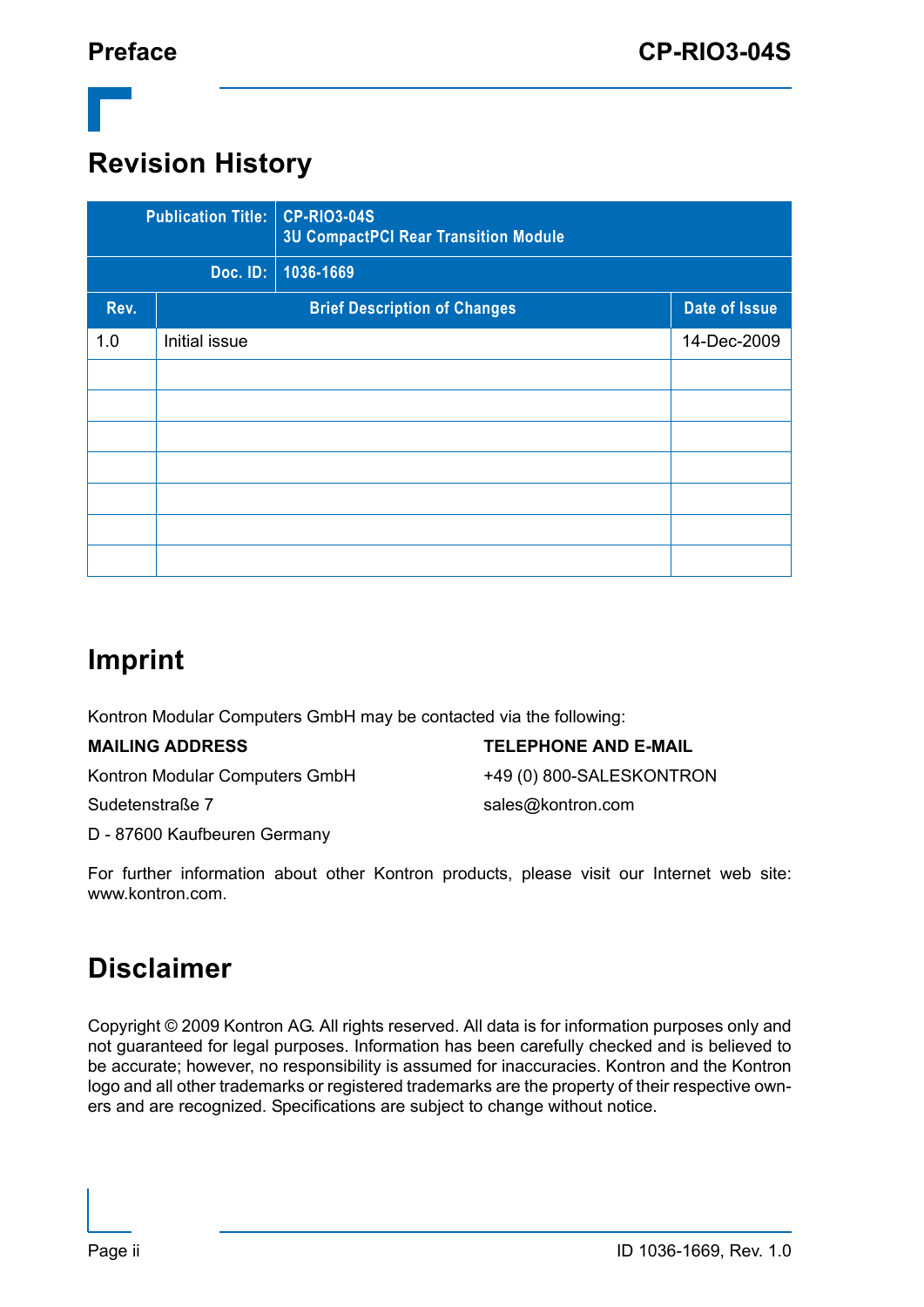# Revision History

| Publication Title: | CP-RIO3-04S<br>3U CompactPCI Rear Transition Module | |
|---|---|---|
| Doc. ID: | 1036-1669 | |
| **Rev.** | **Brief Description of Changes** | **Date of Issue** |
| 1.0 | Initial issue | 14-Dec-2009 |
| | | |
| | | |
| | | |
| | | |
| | | |
| | | |
| | | |

# Imprint

Kontron Modular Computers GmbH may be contacted via the following:

**MAILING ADDRESS**

Kontron Modular Computers GmbH

Sudetenstraße 7

D - 87600 Kaufbeuren Germany

**TELEPHONE AND E-MAIL**

+49 (0) 800-SALESKONTRON

sales@kontron.com

For further information about other Kontron products, please visit our Internet web site: www.kontron.com.

# Disclaimer

Copyright © 2009 Kontron AG. All rights reserved. All data is for information purposes only and not guaranteed for legal purposes. Information has been carefully checked and is believed to be accurate; however, no responsibility is assumed for inaccuracies. Kontron and the Kontron logo and all other trademarks or registered trademarks are the property of their respective owners and are recognized. Specifications are subject to change without notice.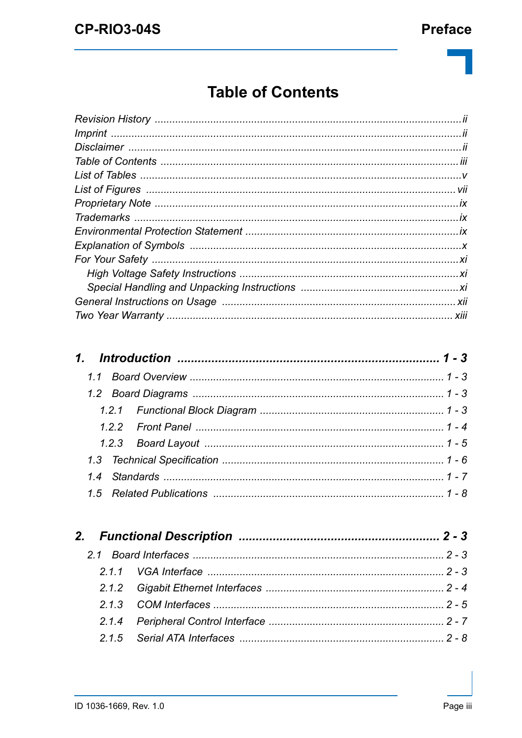# Table of Contents

*Revision History* ........................................................................................................ *ii*
*Imprint* ....................................................................................................................... *ii*
*Disclaimer* ................................................................................................................... *ii*
*Table of Contents* ...................................................................................................... *iii*
*List of Tables* ............................................................................................................... *v*
*List of Figures* ........................................................................................................... *vii*
*Proprietary Note* ........................................................................................................ *ix*
*Trademarks* ................................................................................................................ *ix*
*Environmental Protection Statement* ......................................................................... *ix*
*Explanation of Symbols* .............................................................................................. *x*
*For Your Safety* ........................................................................................................... *xi*
  *High Voltage Safety Instructions* ........................................................................... *xi*
  *Special Handling and Unpacking Instructions* ...................................................... *xi*
*General Instructions on Usage* ................................................................................. *xii*
*Two Year Warranty* .................................................................................................. *xiii*

***1. Introduction ............................................................................ 1 - 3***

  *1.1 Board Overview* ...................................................................................... *1 - 3*
  *1.2 Board Diagrams* ..................................................................................... *1 - 3*
    *1.2.1 Functional Block Diagram* ............................................................... *1 - 3*
    *1.2.2 Front Panel* .................................................................................... *1 - 4*
    *1.2.3 Board Layout* ................................................................................. *1 - 5*
  *1.3 Technical Specification* ........................................................................... *1 - 6*
  *1.4 Standards* ................................................................................................ *1 - 7*
  *1.5 Related Publications* .............................................................................. *1 - 8*

***2. Functional Description ........................................................... 2 - 3***

  *2.1 Board Interfaces* ..................................................................................... *2 - 3*
    *2.1.1 VGA Interface* ................................................................................ *2 - 3*
    *2.1.2 Gigabit Ethernet Interfaces* ............................................................ *2 - 4*
    *2.1.3 COM Interfaces* .............................................................................. *2 - 5*
    *2.1.4 Peripheral Control Interface* ............................................................ *2 - 7*
    *2.1.5 Serial ATA Interfaces* ..................................................................... *2 - 8*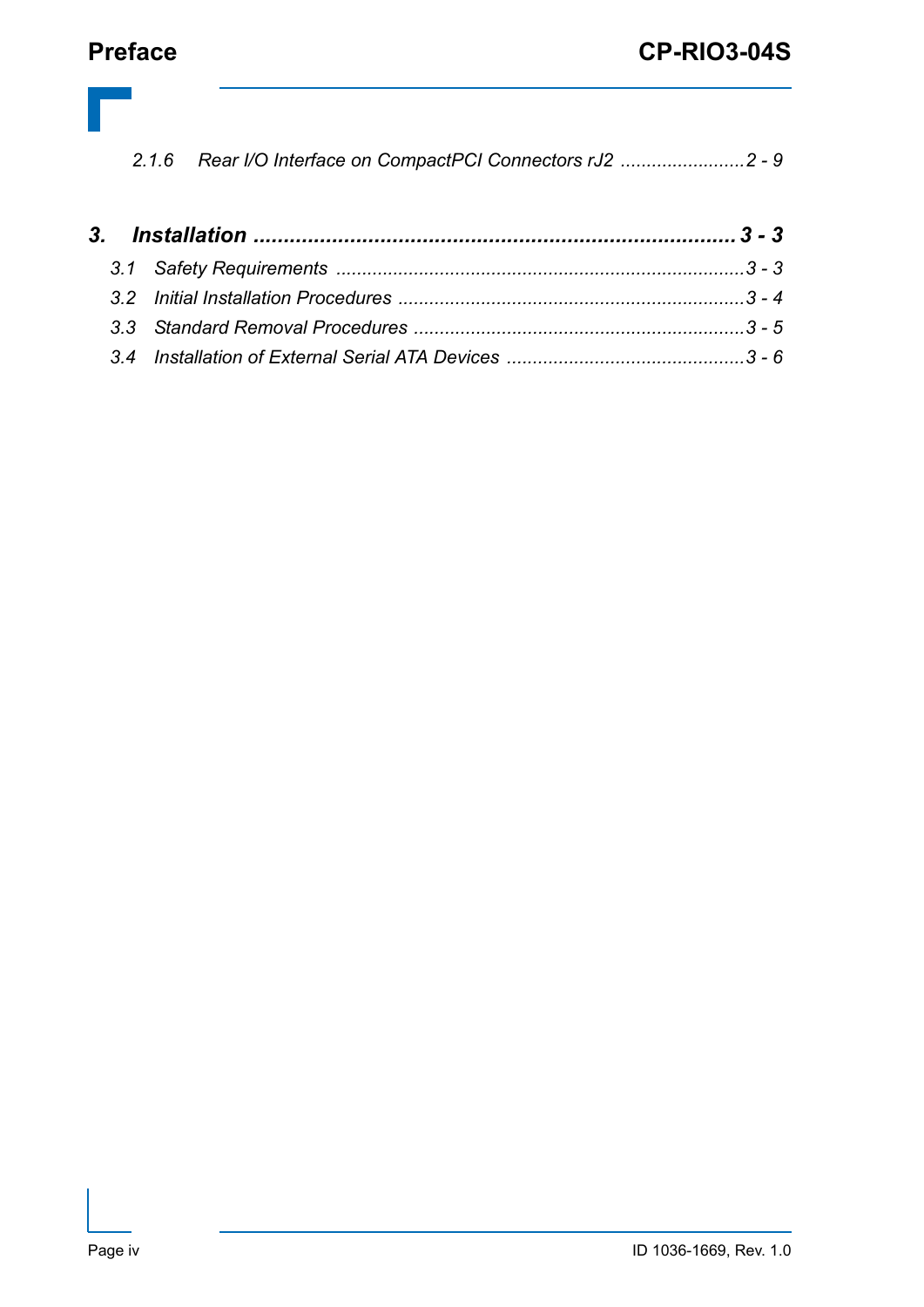*2.1.6 Rear I/O Interface on CompactPCI Connectors rJ2 ........................2 - 9*

***3. Installation ............................................................................... 3 - 3***

*3.1 Safety Requirements ..............................................................................3 - 3*

*3.2 Initial Installation Procedures ...................................................................3 - 4*

*3.3 Standard Removal Procedures ................................................................3 - 5*

*3.4 Installation of External Serial ATA Devices ..............................................3 - 6*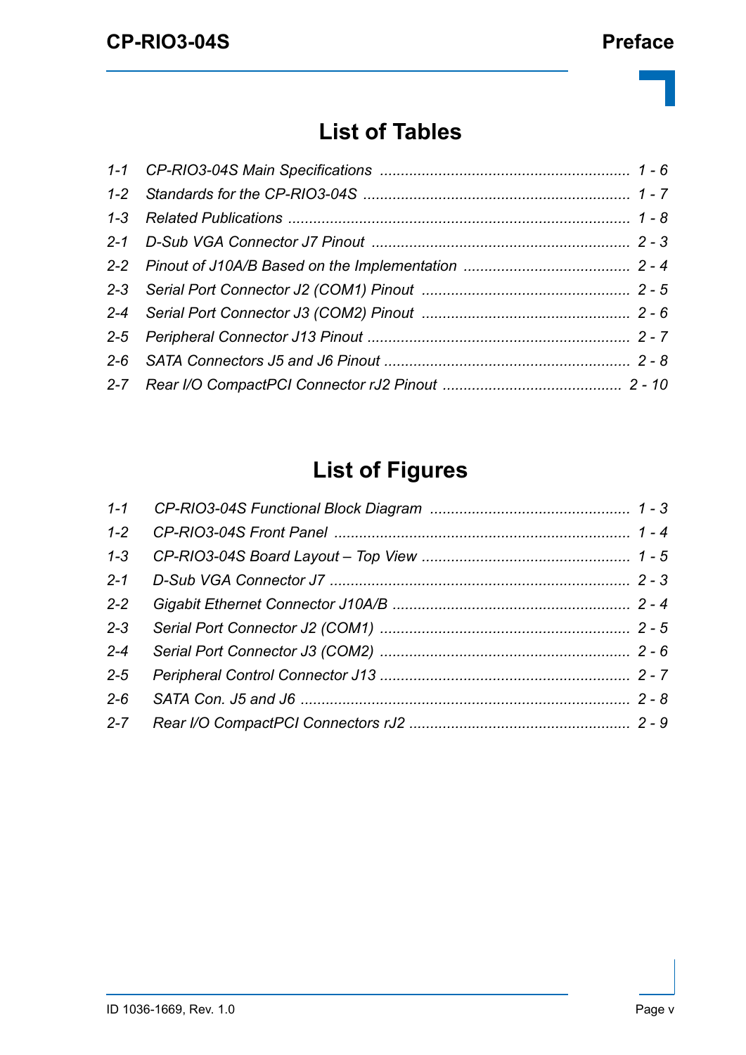# List of Tables

| | | |
|---|---|---|
| *1-1* | *CP-RIO3-04S Main Specifications* | *1 - 6* |
| *1-2* | *Standards for the CP-RIO3-04S* | *1 - 7* |
| *1-3* | *Related Publications* | *1 - 8* |
| *2-1* | *D-Sub VGA Connector J7 Pinout* | *2 - 3* |
| *2-2* | *Pinout of J10A/B Based on the Implementation* | *2 - 4* |
| *2-3* | *Serial Port Connector J2 (COM1) Pinout* | *2 - 5* |
| *2-4* | *Serial Port Connector J3 (COM2) Pinout* | *2 - 6* |
| *2-5* | *Peripheral Connector J13 Pinout* | *2 - 7* |
| *2-6* | *SATA Connectors J5 and J6 Pinout* | *2 - 8* |
| *2-7* | *Rear I/O CompactPCI Connector rJ2 Pinout* | *2 - 10* |

# List of Figures

| | | |
|---|---|---|
| *1-1* | *CP-RIO3-04S Functional Block Diagram* | *1 - 3* |
| *1-2* | *CP-RIO3-04S Front Panel* | *1 - 4* |
| *1-3* | *CP-RIO3-04S Board Layout – Top View* | *1 - 5* |
| *2-1* | *D-Sub VGA Connector J7* | *2 - 3* |
| *2-2* | *Gigabit Ethernet Connector J10A/B* | *2 - 4* |
| *2-3* | *Serial Port Connector J2 (COM1)* | *2 - 5* |
| *2-4* | *Serial Port Connector J3 (COM2)* | *2 - 6* |
| *2-5* | *Peripheral Control Connector J13* | *2 - 7* |
| *2-6* | *SATA Con. J5 and J6* | *2 - 8* |
| *2-7* | *Rear I/O CompactPCI Connectors rJ2* | *2 - 9* |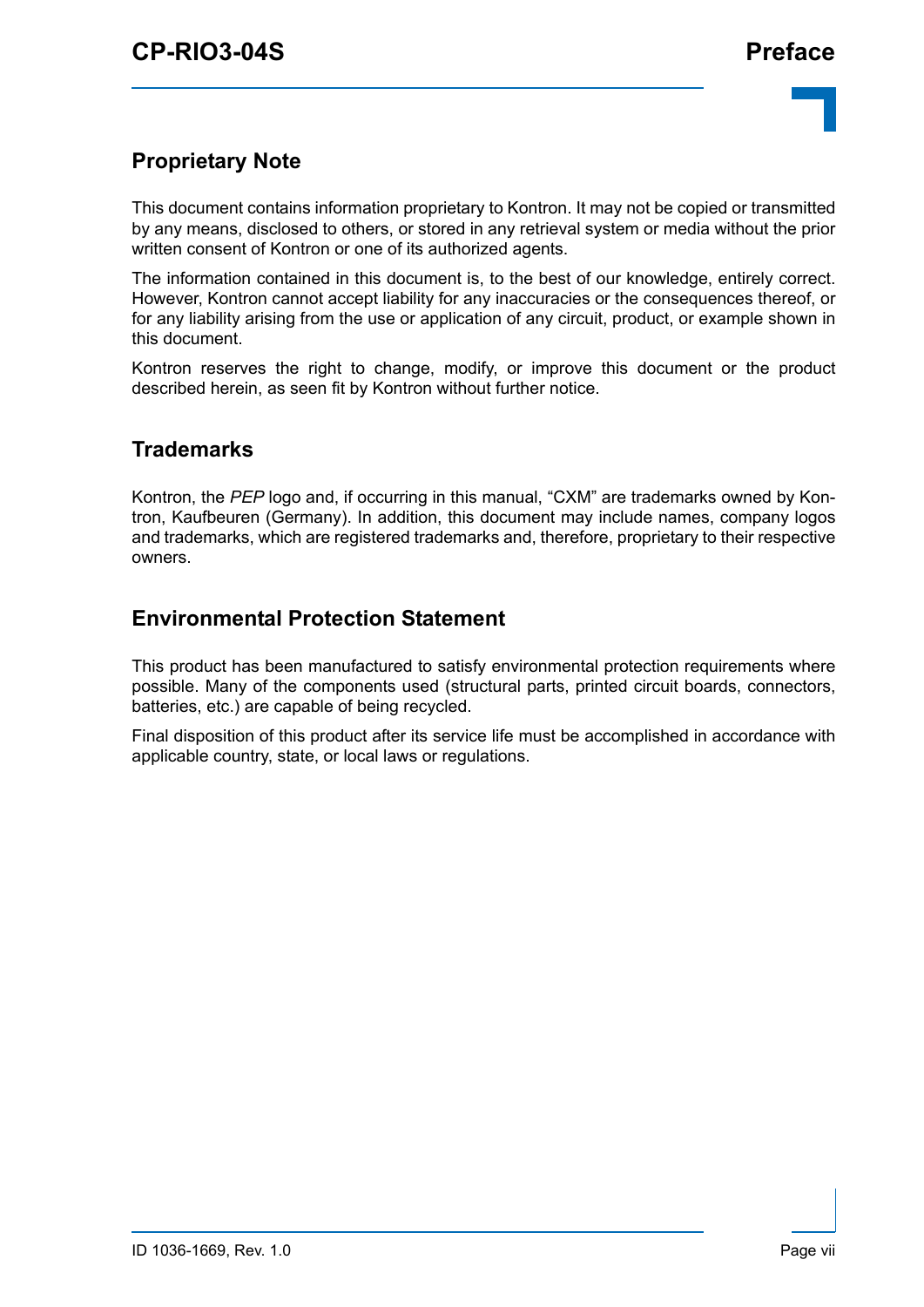## Proprietary Note

This document contains information proprietary to Kontron. It may not be copied or transmitted by any means, disclosed to others, or stored in any retrieval system or media without the prior written consent of Kontron or one of its authorized agents.

The information contained in this document is, to the best of our knowledge, entirely correct. However, Kontron cannot accept liability for any inaccuracies or the consequences thereof, or for any liability arising from the use or application of any circuit, product, or example shown in this document.

Kontron reserves the right to change, modify, or improve this document or the product described herein, as seen fit by Kontron without further notice.

## Trademarks

Kontron, the *PEP* logo and, if occurring in this manual, "CXM" are trademarks owned by Kontron, Kaufbeuren (Germany). In addition, this document may include names, company logos and trademarks, which are registered trademarks and, therefore, proprietary to their respective owners.

## Environmental Protection Statement

This product has been manufactured to satisfy environmental protection requirements where possible. Many of the components used (structural parts, printed circuit boards, connectors, batteries, etc.) are capable of being recycled.

Final disposition of this product after its service life must be accomplished in accordance with applicable country, state, or local laws or regulations.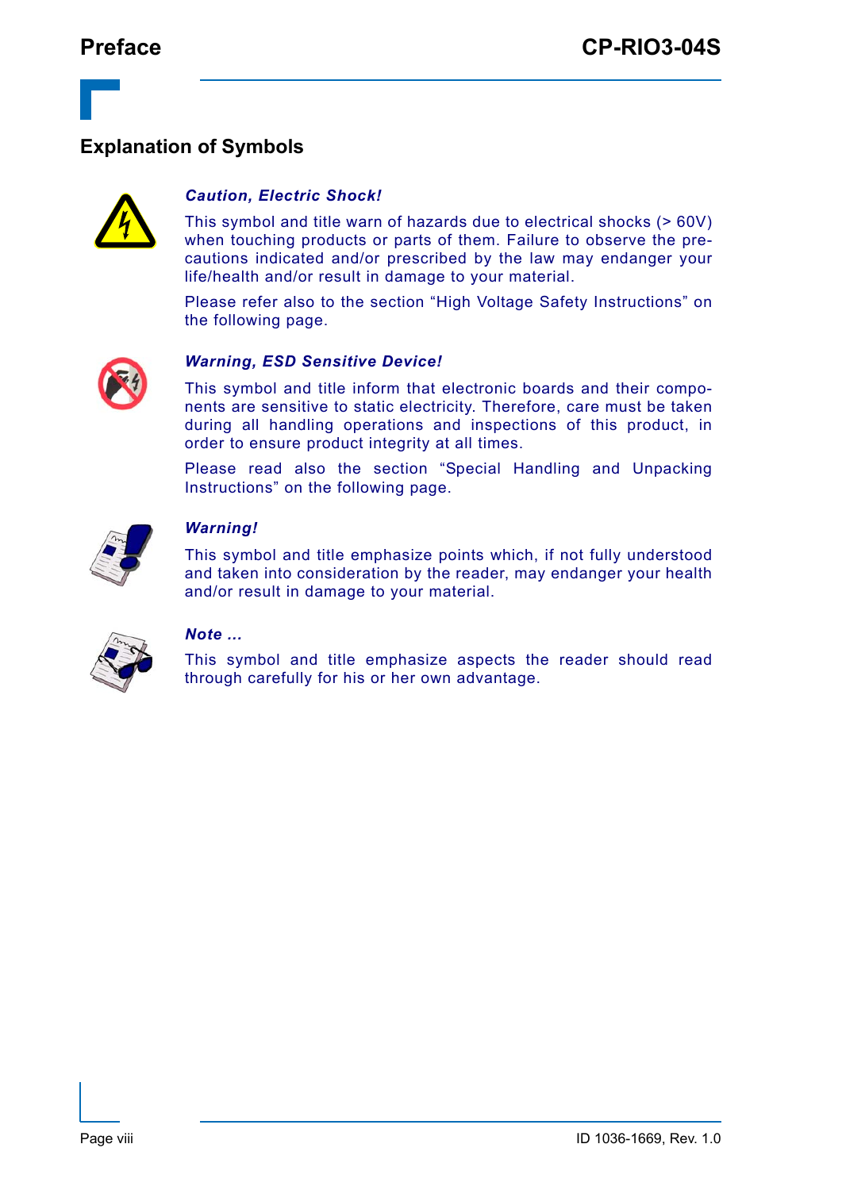## Explanation of Symbols

***Caution, Electric Shock!***

This symbol and title warn of hazards due to electrical shocks (> 60V) when touching products or parts of them. Failure to observe the precautions indicated and/or prescribed by the law may endanger your life/health and/or result in damage to your material.

Please refer also to the section “High Voltage Safety Instructions” on the following page.

***Warning, ESD Sensitive Device!***

This symbol and title inform that electronic boards and their components are sensitive to static electricity. Therefore, care must be taken during all handling operations and inspections of this product, in order to ensure product integrity at all times.

Please read also the section “Special Handling and Unpacking Instructions” on the following page.

***Warning!***

This symbol and title emphasize points which, if not fully understood and taken into consideration by the reader, may endanger your health and/or result in damage to your material.

***Note ...***

This symbol and title emphasize aspects the reader should read through carefully for his or her own advantage.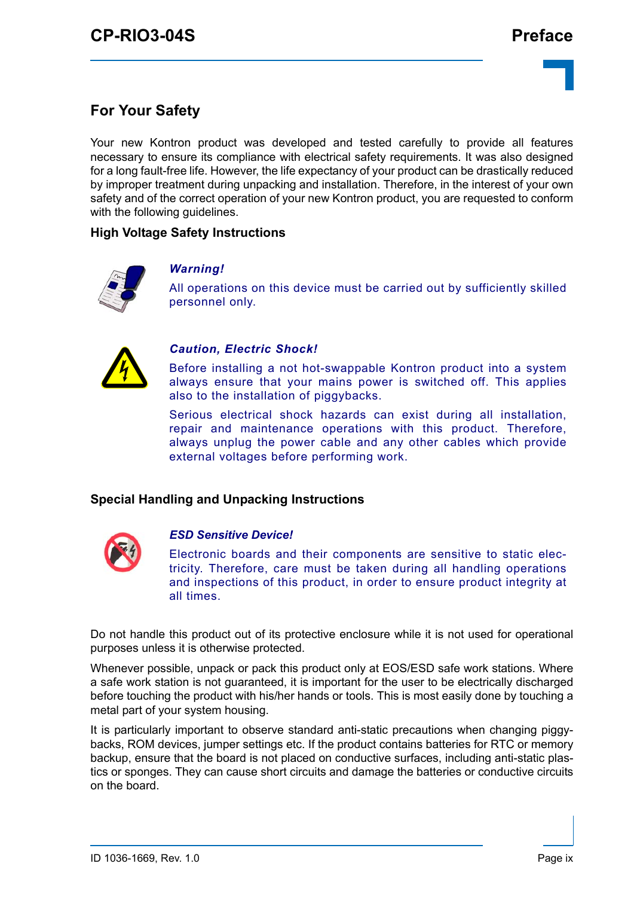## For Your Safety

Your new Kontron product was developed and tested carefully to provide all features necessary to ensure its compliance with electrical safety requirements. It was also designed for a long fault-free life. However, the life expectancy of your product can be drastically reduced by improper treatment during unpacking and installation. Therefore, in the interest of your own safety and of the correct operation of your new Kontron product, you are requested to conform with the following guidelines.

### High Voltage Safety Instructions

***Warning!***

All operations on this device must be carried out by sufficiently skilled personnel only.

***Caution, Electric Shock!***

Before installing a not hot-swappable Kontron product into a system always ensure that your mains power is switched off. This applies also to the installation of piggybacks.

Serious electrical shock hazards can exist during all installation, repair and maintenance operations with this product. Therefore, always unplug the power cable and any other cables which provide external voltages before performing work.

### Special Handling and Unpacking Instructions

***ESD Sensitive Device!***

Electronic boards and their components are sensitive to static electricity. Therefore, care must be taken during all handling operations and inspections of this product, in order to ensure product integrity at all times.

Do not handle this product out of its protective enclosure while it is not used for operational purposes unless it is otherwise protected.

Whenever possible, unpack or pack this product only at EOS/ESD safe work stations. Where a safe work station is not guaranteed, it is important for the user to be electrically discharged before touching the product with his/her hands or tools. This is most easily done by touching a metal part of your system housing.

It is particularly important to observe standard anti-static precautions when changing piggybacks, ROM devices, jumper settings etc. If the product contains batteries for RTC or memory backup, ensure that the board is not placed on conductive surfaces, including anti-static plastics or sponges. They can cause short circuits and damage the batteries or conductive circuits on the board.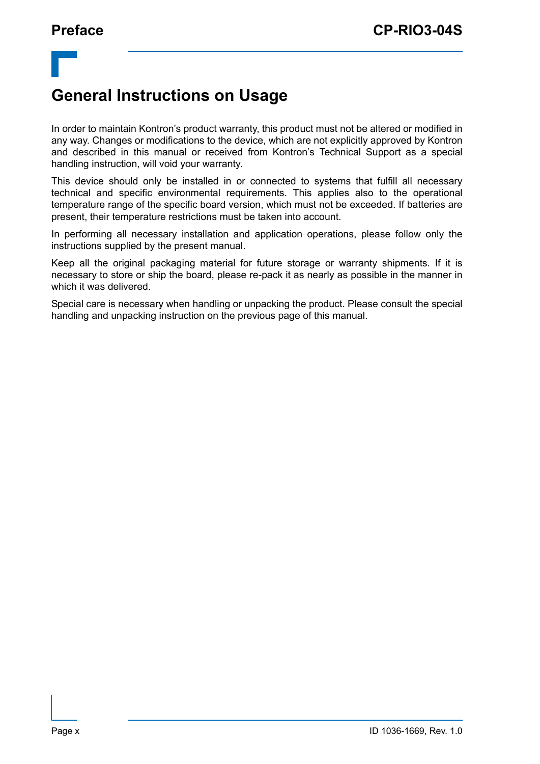# General Instructions on Usage

In order to maintain Kontron's product warranty, this product must not be altered or modified in any way. Changes or modifications to the device, which are not explicitly approved by Kontron and described in this manual or received from Kontron's Technical Support as a special handling instruction, will void your warranty.

This device should only be installed in or connected to systems that fulfill all necessary technical and specific environmental requirements. This applies also to the operational temperature range of the specific board version, which must not be exceeded. If batteries are present, their temperature restrictions must be taken into account.

In performing all necessary installation and application operations, please follow only the instructions supplied by the present manual.

Keep all the original packaging material for future storage or warranty shipments. If it is necessary to store or ship the board, please re-pack it as nearly as possible in the manner in which it was delivered.

Special care is necessary when handling or unpacking the product. Please consult the special handling and unpacking instruction on the previous page of this manual.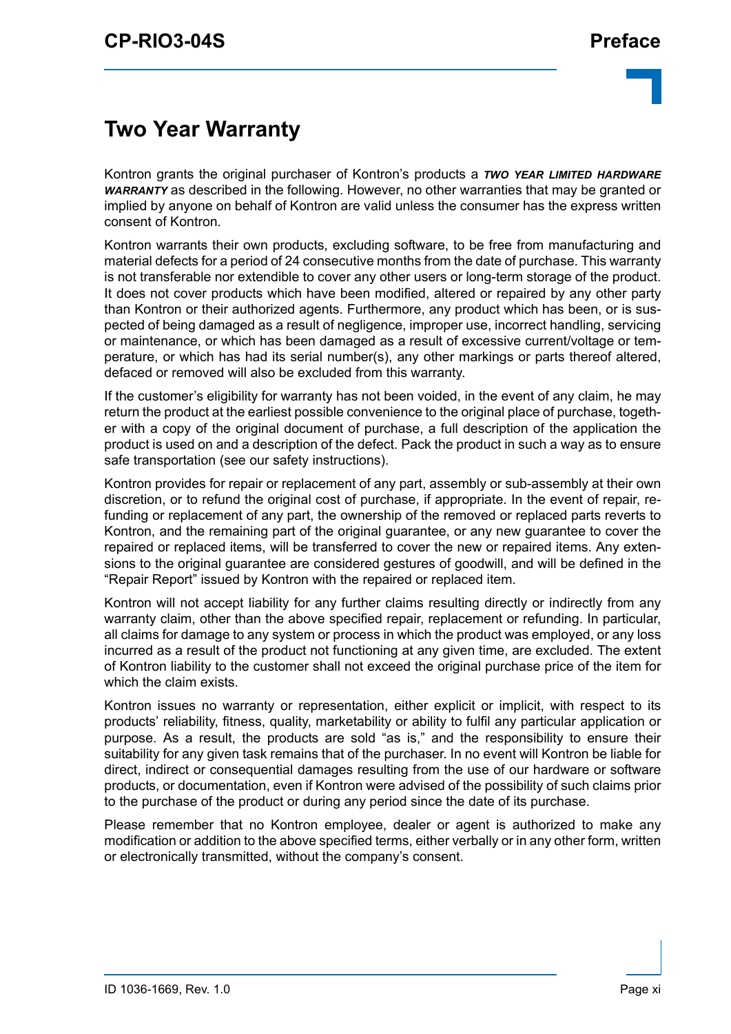# Two Year Warranty

Kontron grants the original purchaser of Kontron's products a ***TWO YEAR LIMITED HARDWARE WARRANTY*** as described in the following. However, no other warranties that may be granted or implied by anyone on behalf of Kontron are valid unless the consumer has the express written consent of Kontron.

Kontron warrants their own products, excluding software, to be free from manufacturing and material defects for a period of 24 consecutive months from the date of purchase. This warranty is not transferable nor extendible to cover any other users or long-term storage of the product. It does not cover products which have been modified, altered or repaired by any other party than Kontron or their authorized agents. Furthermore, any product which has been, or is suspected of being damaged as a result of negligence, improper use, incorrect handling, servicing or maintenance, or which has been damaged as a result of excessive current/voltage or temperature, or which has had its serial number(s), any other markings or parts thereof altered, defaced or removed will also be excluded from this warranty.

If the customer's eligibility for warranty has not been voided, in the event of any claim, he may return the product at the earliest possible convenience to the original place of purchase, together with a copy of the original document of purchase, a full description of the application the product is used on and a description of the defect. Pack the product in such a way as to ensure safe transportation (see our safety instructions).

Kontron provides for repair or replacement of any part, assembly or sub-assembly at their own discretion, or to refund the original cost of purchase, if appropriate. In the event of repair, refunding or replacement of any part, the ownership of the removed or replaced parts reverts to Kontron, and the remaining part of the original guarantee, or any new guarantee to cover the repaired or replaced items, will be transferred to cover the new or repaired items. Any extensions to the original guarantee are considered gestures of goodwill, and will be defined in the "Repair Report" issued by Kontron with the repaired or replaced item.

Kontron will not accept liability for any further claims resulting directly or indirectly from any warranty claim, other than the above specified repair, replacement or refunding. In particular, all claims for damage to any system or process in which the product was employed, or any loss incurred as a result of the product not functioning at any given time, are excluded. The extent of Kontron liability to the customer shall not exceed the original purchase price of the item for which the claim exists.

Kontron issues no warranty or representation, either explicit or implicit, with respect to its products' reliability, fitness, quality, marketability or ability to fulfil any particular application or purpose. As a result, the products are sold "as is," and the responsibility to ensure their suitability for any given task remains that of the purchaser. In no event will Kontron be liable for direct, indirect or consequential damages resulting from the use of our hardware or software products, or documentation, even if Kontron were advised of the possibility of such claims prior to the purchase of the product or during any period since the date of its purchase.

Please remember that no Kontron employee, dealer or agent is authorized to make any modification or addition to the above specified terms, either verbally or in any other form, written or electronically transmitted, without the company's consent.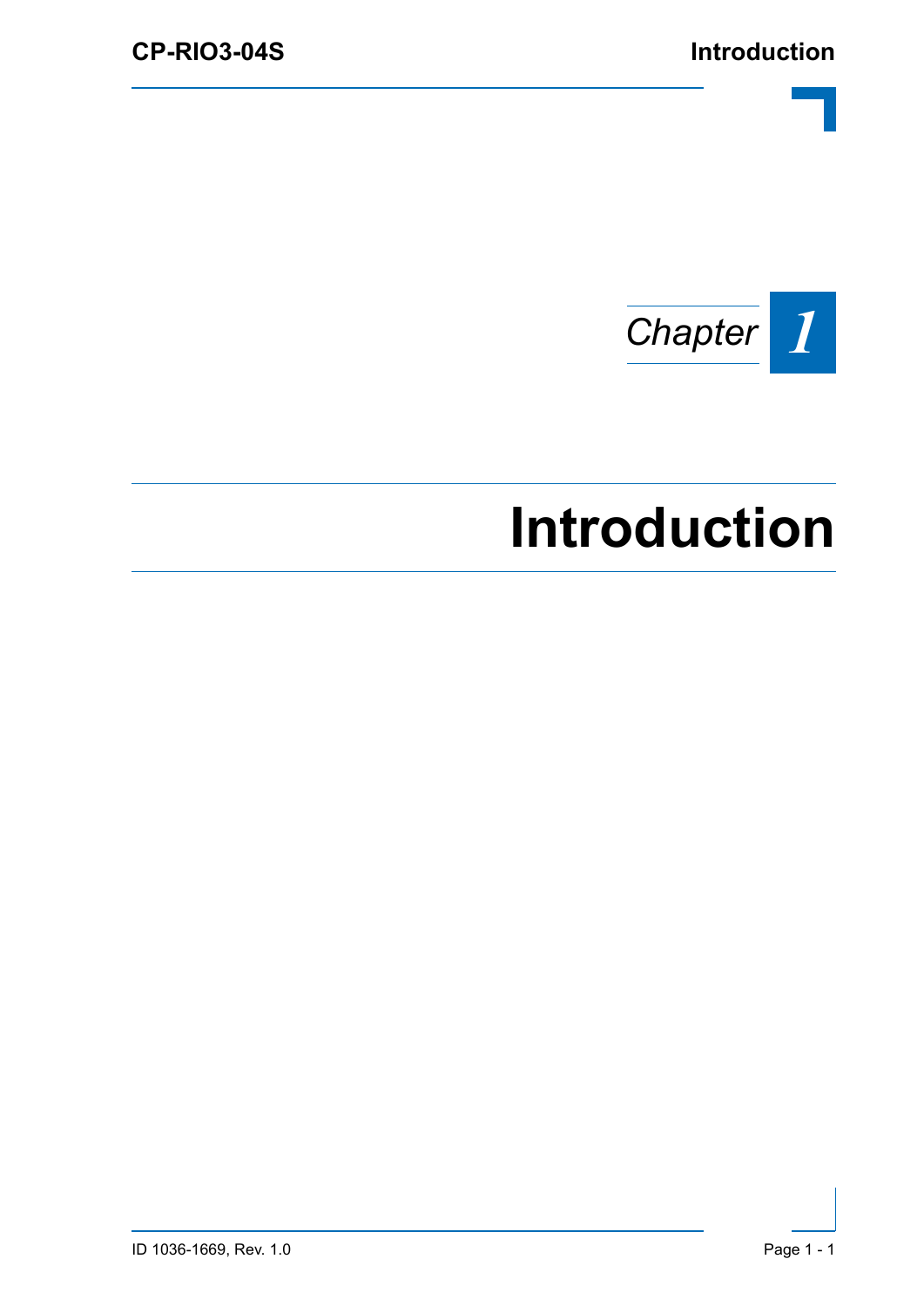Chapter 1

# Introduction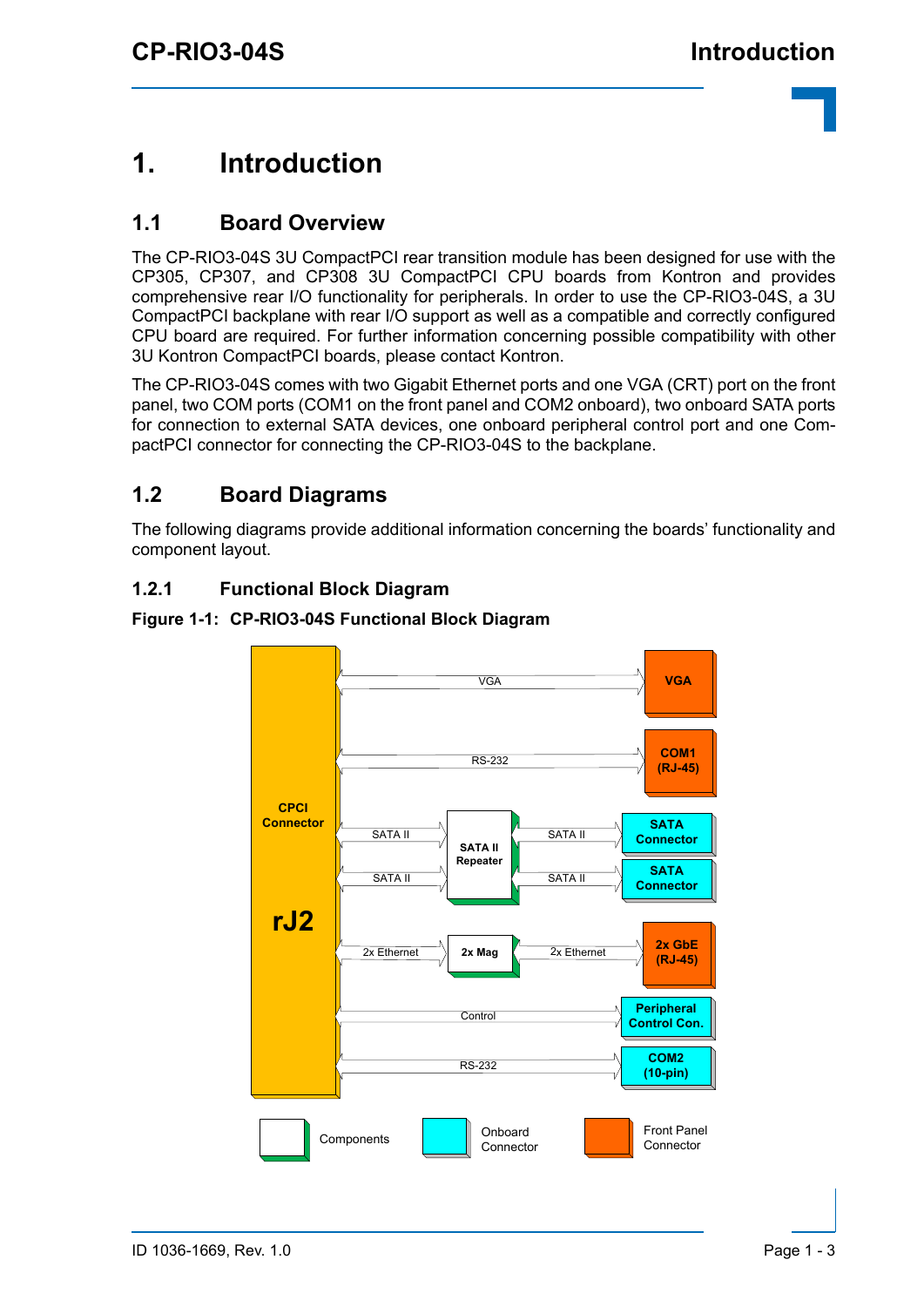# 1. Introduction

## 1.1 Board Overview

The CP-RIO3-04S 3U CompactPCI rear transition module has been designed for use with the CP305, CP307, and CP308 3U CompactPCI CPU boards from Kontron and provides comprehensive rear I/O functionality for peripherals. In order to use the CP-RIO3-04S, a 3U CompactPCI backplane with rear I/O support as well as a compatible and correctly configured CPU board are required. For further information concerning possible compatibility with other 3U Kontron CompactPCI boards, please contact Kontron.

The CP-RIO3-04S comes with two Gigabit Ethernet ports and one VGA (CRT) port on the front panel, two COM ports (COM1 on the front panel and COM2 onboard), two onboard SATA ports for connection to external SATA devices, one onboard peripheral control port and one CompactPCI connector for connecting the CP-RIO3-04S to the backplane.

## 1.2 Board Diagrams

The following diagrams provide additional information concerning the boards' functionality and component layout.

### 1.2.1 Functional Block Diagram

**Figure 1-1: CP-RIO3-04S Functional Block Diagram**

CPCI Connector rJ2 — VGA — VGA; RS-232 — COM1 (RJ-45); SATA II — SATA II Repeater — SATA II — SATA Connector; SATA II — SATA II Repeater — SATA II — SATA Connector; 2x Ethernet — 2x Mag — 2x Ethernet — 2x GbE (RJ-45); Control — Peripheral Control Con.; RS-232 — COM2 (10-pin)

Legend: Components; Onboard Connector; Front Panel Connector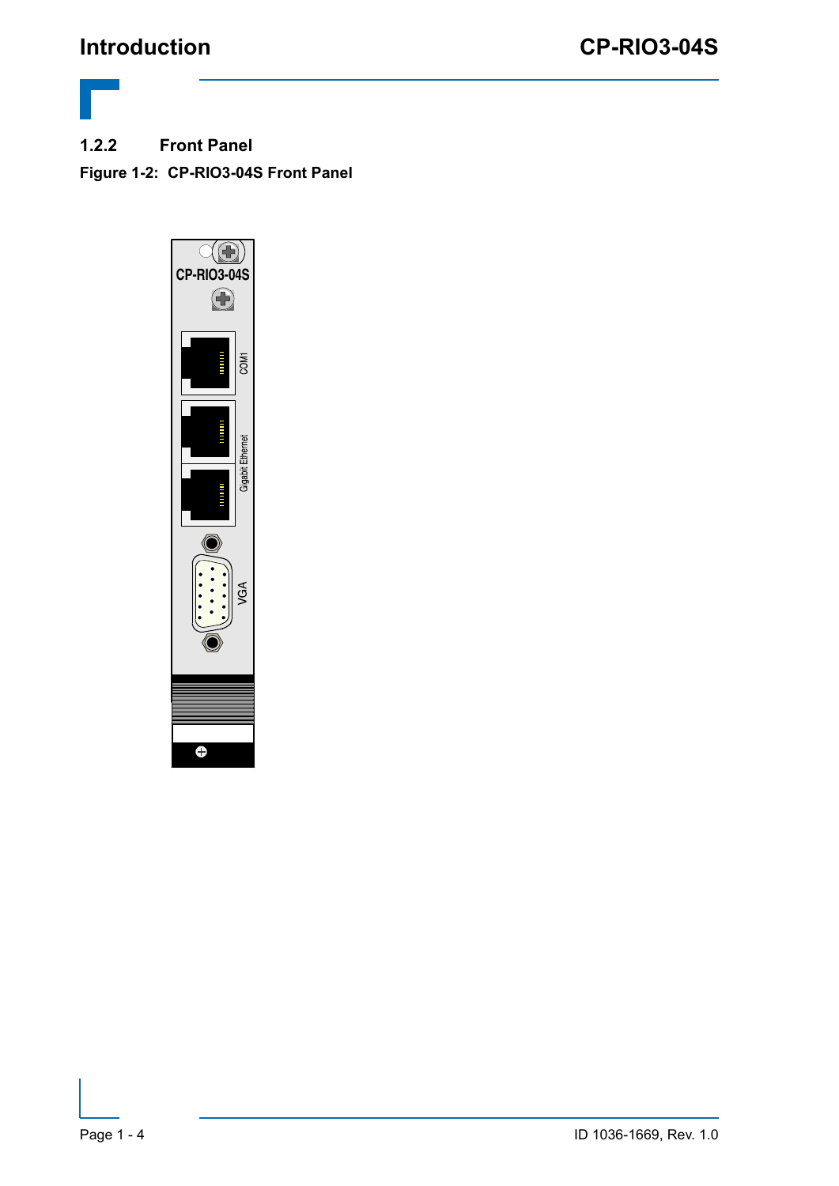### 1.2.2 Front Panel

**Figure 1-2: CP-RIO3-04S Front Panel**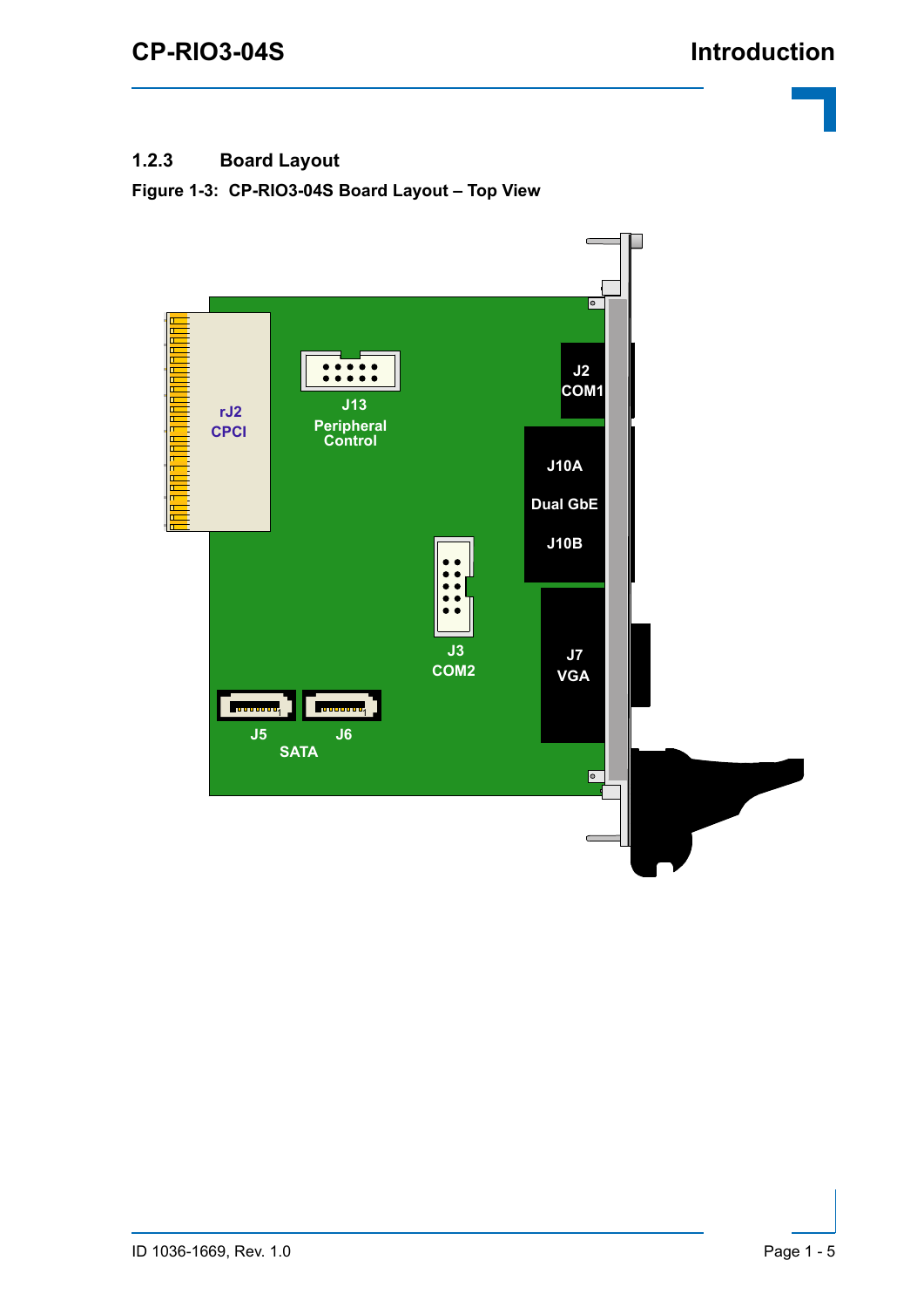### 1.2.3 Board Layout

**Figure 1-3: CP-RIO3-04S Board Layout – Top View**

rJ2
CPCI

J13
Peripheral
Control

J2
COM1

J10A
Dual GbE
J10B

J3
COM2

J7
VGA

J5
J6
SATA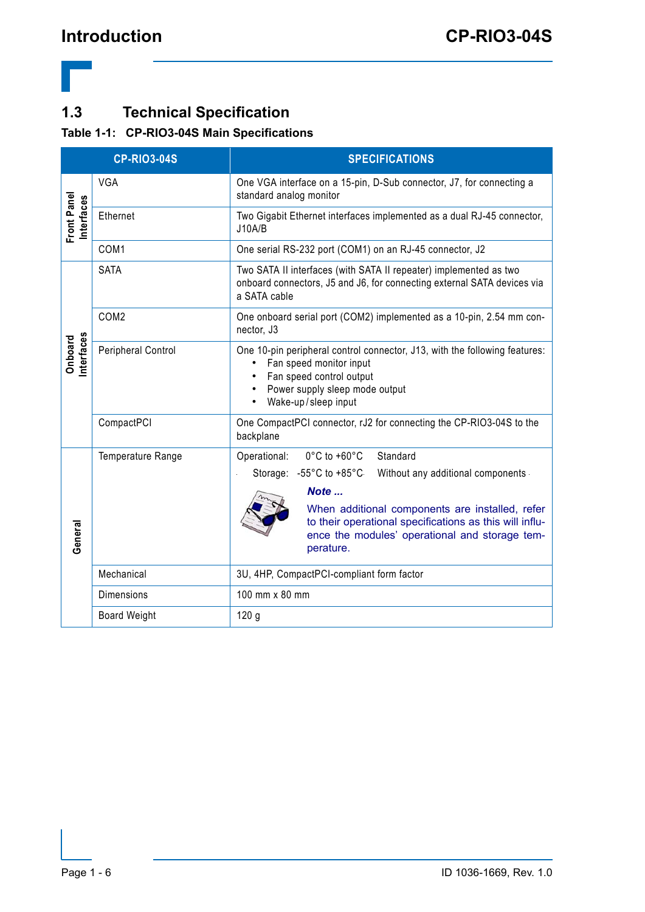## 1.3 Technical Specification

**Table 1-1: CP-RIO3-04S Main Specifications**

| CP-RIO3-04S | | SPECIFICATIONS |
|---|---|---|
| Front Panel Interfaces | VGA | One VGA interface on a 15-pin, D-Sub connector, J7, for connecting a standard analog monitor |
| | Ethernet | Two Gigabit Ethernet interfaces implemented as a dual RJ-45 connector, J10A/B |
| | COM1 | One serial RS-232 port (COM1) on an RJ-45 connector, J2 |
| Onboard Interfaces | SATA | Two SATA II interfaces (with SATA II repeater) implemented as two onboard connectors, J5 and J6, for connecting external SATA devices via a SATA cable |
| | COM2 | One onboard serial port (COM2) implemented as a 10-pin, 2.54 mm connector, J3 |
| | Peripheral Control | One 10-pin peripheral control connector, J13, with the following features:<br>• Fan speed monitor input<br>• Fan speed control output<br>• Power supply sleep mode output<br>• Wake-up/sleep input |
| | CompactPCI | One CompactPCI connector, rJ2 for connecting the CP-RIO3-04S to the backplane |
| General | Temperature Range | Operational: 0°C to +60°C Standard<br>Storage: -55°C to +85°C Without any additional components<br>***Note ...***<br>When additional components are installed, refer to their operational specifications as this will influence the modules' operational and storage temperature. |
| | Mechanical | 3U, 4HP, CompactPCI-compliant form factor |
| | Dimensions | 100 mm x 80 mm |
| | Board Weight | 120 g |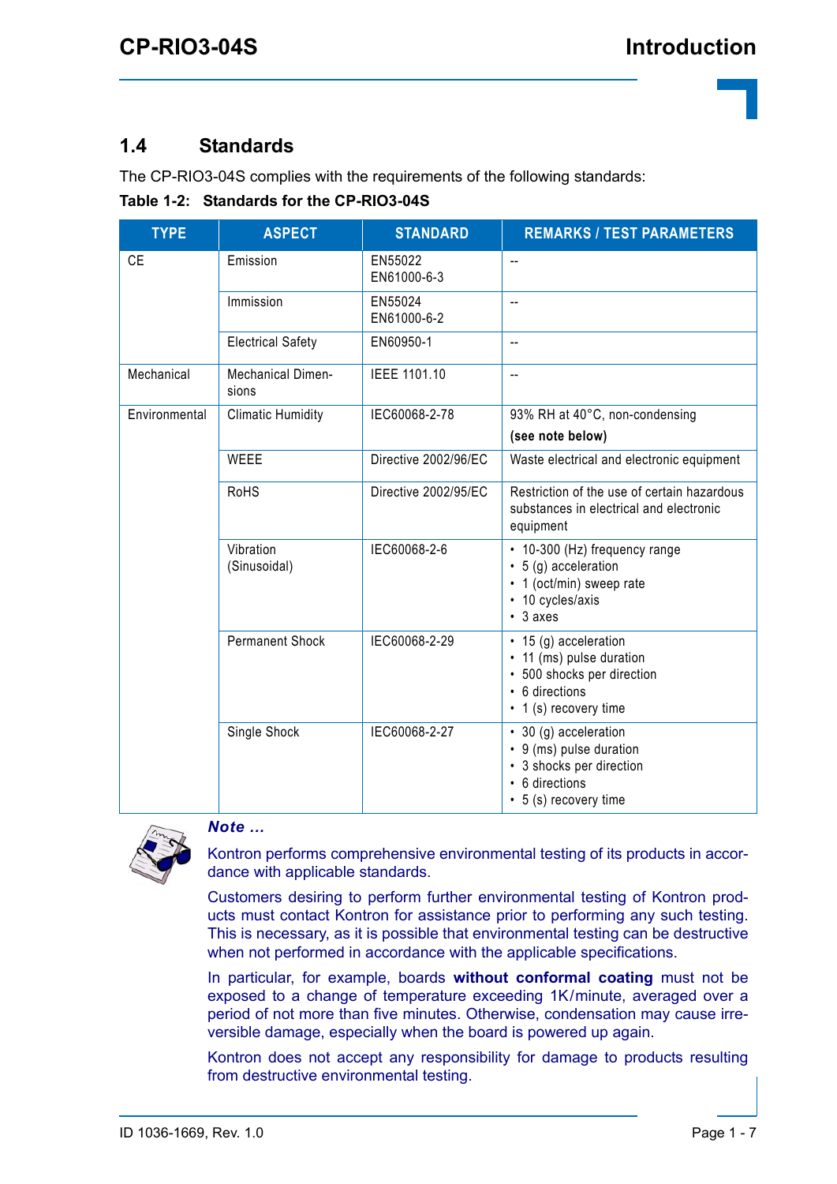## 1.4 Standards

The CP-RIO3-04S complies with the requirements of the following standards:

**Table 1-2: Standards for the CP-RIO3-04S**

| TYPE | ASPECT | STANDARD | REMARKS / TEST PARAMETERS |
|---|---|---|---|
| CE | Emission | EN55022<br>EN61000-6-3 | -- |
| | Immission | EN55024<br>EN61000-6-2 | -- |
| | Electrical Safety | EN60950-1 | -- |
| Mechanical | Mechanical Dimensions | IEEE 1101.10 | -- |
| Environmental | Climatic Humidity | IEC60068-2-78 | 93% RH at 40°C, non-condensing<br>**(see note below)** |
| | WEEE | Directive 2002/96/EC | Waste electrical and electronic equipment |
| | RoHS | Directive 2002/95/EC | Restriction of the use of certain hazardous substances in electrical and electronic equipment |
| | Vibration (Sinusoidal) | IEC60068-2-6 | • 10-300 (Hz) frequency range<br>• 5 (g) acceleration<br>• 1 (oct/min) sweep rate<br>• 10 cycles/axis<br>• 3 axes |
| | Permanent Shock | IEC60068-2-29 | • 15 (g) acceleration<br>• 11 (ms) pulse duration<br>• 500 shocks per direction<br>• 6 directions<br>• 1 (s) recovery time |
| | Single Shock | IEC60068-2-27 | • 30 (g) acceleration<br>• 9 (ms) pulse duration<br>• 3 shocks per direction<br>• 6 directions<br>• 5 (s) recovery time |

***Note ...***

Kontron performs comprehensive environmental testing of its products in accordance with applicable standards.

Customers desiring to perform further environmental testing of Kontron products must contact Kontron for assistance prior to performing any such testing. This is necessary, as it is possible that environmental testing can be destructive when not performed in accordance with the applicable specifications.

In particular, for example, boards **without conformal coating** must not be exposed to a change of temperature exceeding 1K/minute, averaged over a period of not more than five minutes. Otherwise, condensation may cause irreversible damage, especially when the board is powered up again.

Kontron does not accept any responsibility for damage to products resulting from destructive environmental testing.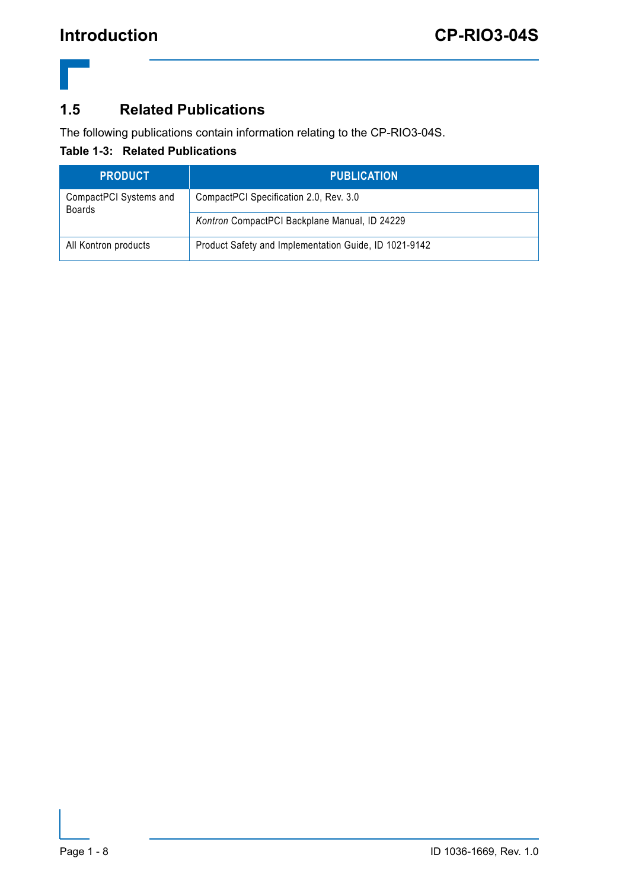## 1.5 Related Publications

The following publications contain information relating to the CP-RIO3-04S.

**Table 1-3: Related Publications**

| PRODUCT | PUBLICATION |
|---|---|
| CompactPCI Systems and Boards | CompactPCI Specification 2.0, Rev. 3.0 |
| | *Kontron* CompactPCI Backplane Manual, ID 24229 |
| All Kontron products | Product Safety and Implementation Guide, ID 1021-9142 |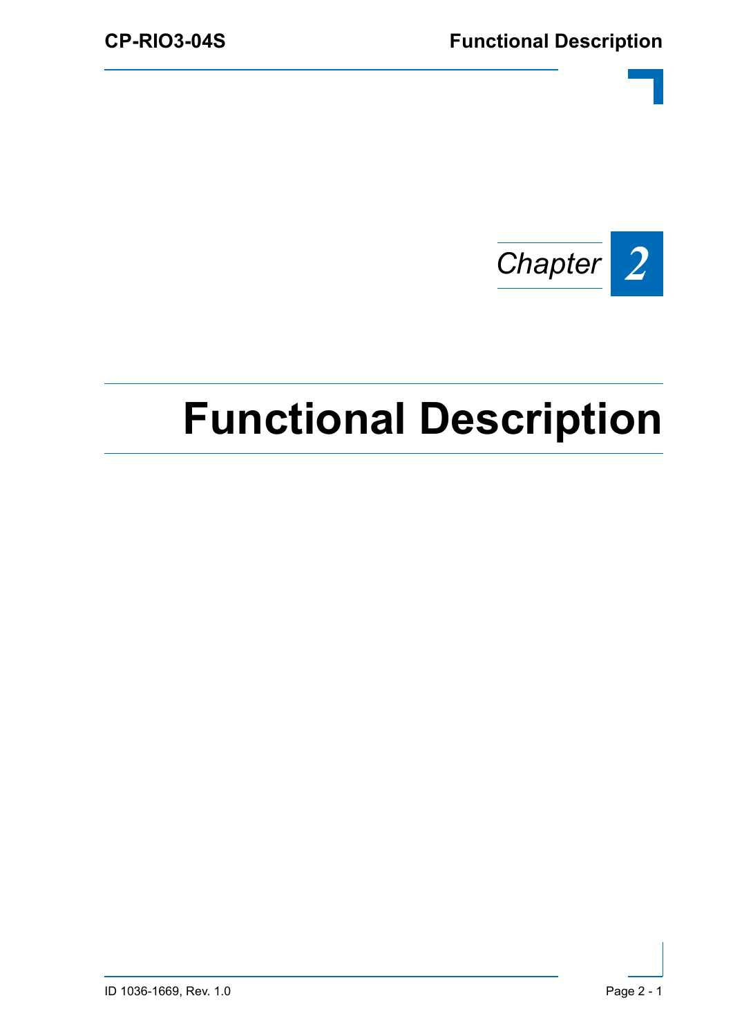*Chapter* **2**

# Functional Description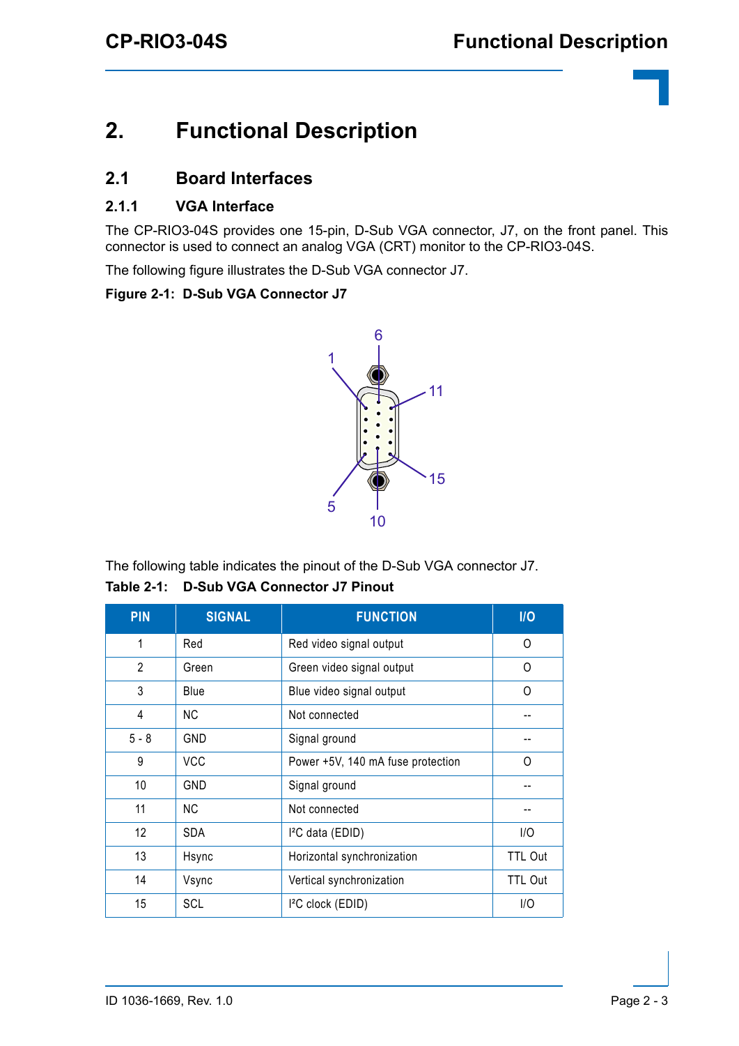# 2. Functional Description

## 2.1 Board Interfaces

### 2.1.1 VGA Interface

The CP-RIO3-04S provides one 15-pin, D-Sub VGA connector, J7, on the front panel. This connector is used to connect an analog VGA (CRT) monitor to the CP-RIO3-04S.

The following figure illustrates the D-Sub VGA connector J7.

**Figure 2-1: D-Sub VGA Connector J7**

The following table indicates the pinout of the D-Sub VGA connector J7.

**Table 2-1: D-Sub VGA Connector J7 Pinout**

| PIN | SIGNAL | FUNCTION | I/O |
|---|---|---|---|
| 1 | Red | Red video signal output | O |
| 2 | Green | Green video signal output | O |
| 3 | Blue | Blue video signal output | O |
| 4 | NC | Not connected | -- |
| 5 - 8 | GND | Signal ground | -- |
| 9 | VCC | Power +5V, 140 mA fuse protection | O |
| 10 | GND | Signal ground | -- |
| 11 | NC | Not connected | -- |
| 12 | SDA | I²C data (EDID) | I/O |
| 13 | Hsync | Horizontal synchronization | TTL Out |
| 14 | Vsync | Vertical synchronization | TTL Out |
| 15 | SCL | I²C clock (EDID) | I/O |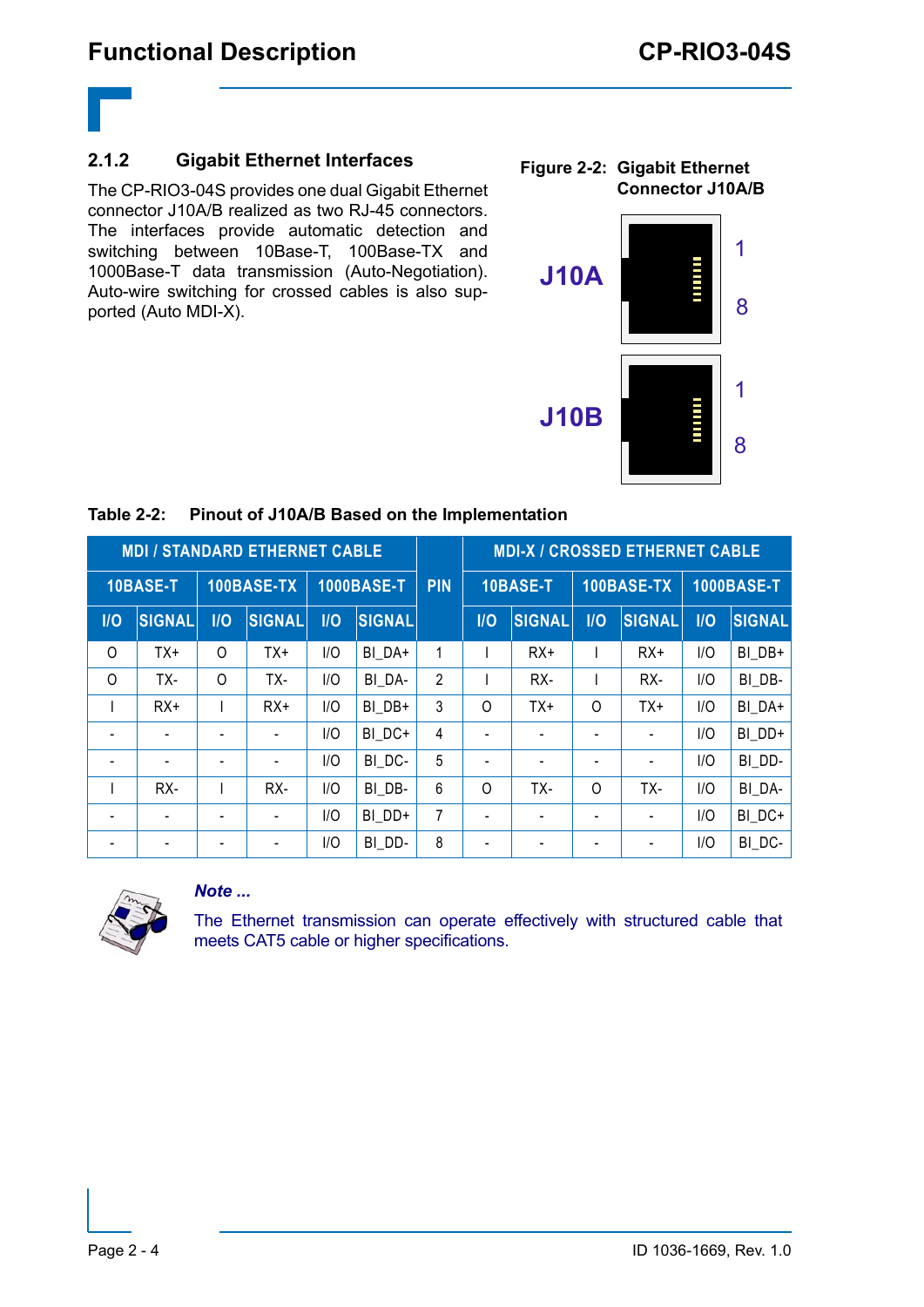### 2.1.2 Gigabit Ethernet Interfaces

The CP-RIO3-04S provides one dual Gigabit Ethernet connector J10A/B realized as two RJ-45 connectors. The interfaces provide automatic detection and switching between 10Base-T, 100Base-TX and 1000Base-T data transmission (Auto-Negotiation). Auto-wire switching for crossed cables is also supported (Auto MDI-X).

**Figure 2-2: Gigabit Ethernet Connector J10A/B**

J10A 1 8

J10B 1 8

**Table 2-2: Pinout of J10A/B Based on the Implementation**

| MDI / STANDARD ETHERNET CABLE | | | | | | PIN | MDI-X / CROSSED ETHERNET CABLE | | | | | |
|---|---|---|---|---|---|---|---|---|---|---|---|---|
| 10BASE-T | | 100BASE-TX | | 1000BASE-T | | | 10BASE-T | | 100BASE-TX | | 1000BASE-T | |
| I/O | SIGNAL | I/O | SIGNAL | I/O | SIGNAL | | I/O | SIGNAL | I/O | SIGNAL | I/O | SIGNAL |
| O | TX+ | O | TX+ | I/O | BI_DA+ | 1 | I | RX+ | I | RX+ | I/O | BI_DB+ |
| O | TX- | O | TX- | I/O | BI_DA- | 2 | I | RX- | I | RX- | I/O | BI_DB- |
| I | RX+ | I | RX+ | I/O | BI_DB+ | 3 | O | TX+ | O | TX+ | I/O | BI_DA+ |
| - | - | - | - | I/O | BI_DC+ | 4 | - | - | - | - | I/O | BI_DD+ |
| - | - | - | - | I/O | BI_DC- | 5 | - | - | - | - | I/O | BI_DD- |
| I | RX- | I | RX- | I/O | BI_DB- | 6 | O | TX- | O | TX- | I/O | BI_DA- |
| - | - | - | - | I/O | BI_DD+ | 7 | - | - | - | - | I/O | BI_DC+ |
| - | - | - | - | I/O | BI_DD- | 8 | - | - | - | - | I/O | BI_DC- |

***Note ...***

The Ethernet transmission can operate effectively with structured cable that meets CAT5 cable or higher specifications.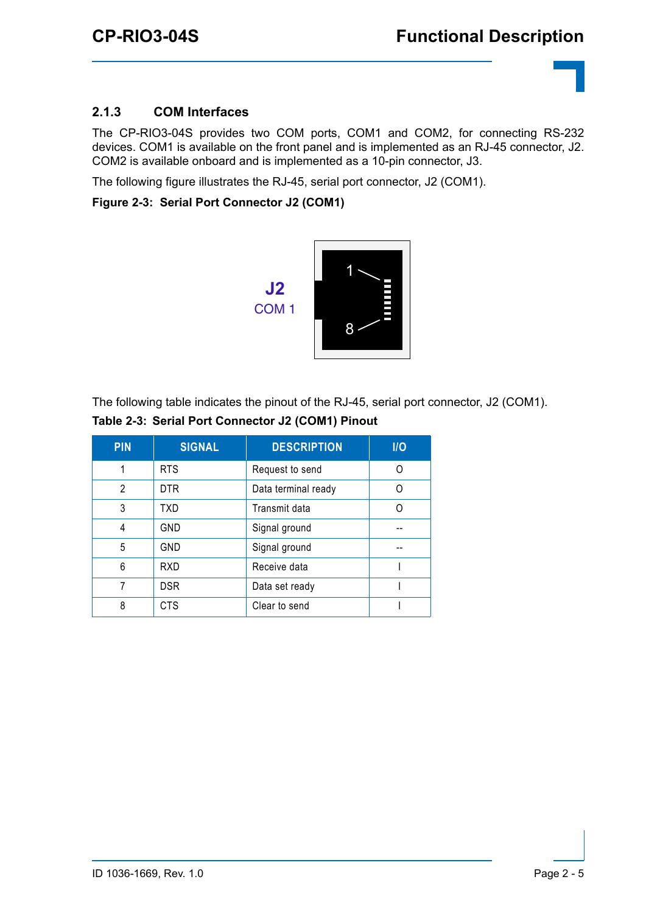### 2.1.3 COM Interfaces

The CP-RIO3-04S provides two COM ports, COM1 and COM2, for connecting RS-232 devices. COM1 is available on the front panel and is implemented as an RJ-45 connector, J2. COM2 is available onboard and is implemented as a 10-pin connector, J3.

The following figure illustrates the RJ-45, serial port connector, J2 (COM1).

**Figure 2-3: Serial Port Connector J2 (COM1)**

J2
COM 1

1

8

The following table indicates the pinout of the RJ-45, serial port connector, J2 (COM1).

**Table 2-3: Serial Port Connector J2 (COM1) Pinout**

| PIN | SIGNAL | DESCRIPTION | I/O |
|---|---|---|---|
| 1 | RTS | Request to send | O |
| 2 | DTR | Data terminal ready | O |
| 3 | TXD | Transmit data | O |
| 4 | GND | Signal ground | -- |
| 5 | GND | Signal ground | -- |
| 6 | RXD | Receive data | I |
| 7 | DSR | Data set ready | I |
| 8 | CTS | Clear to send | I |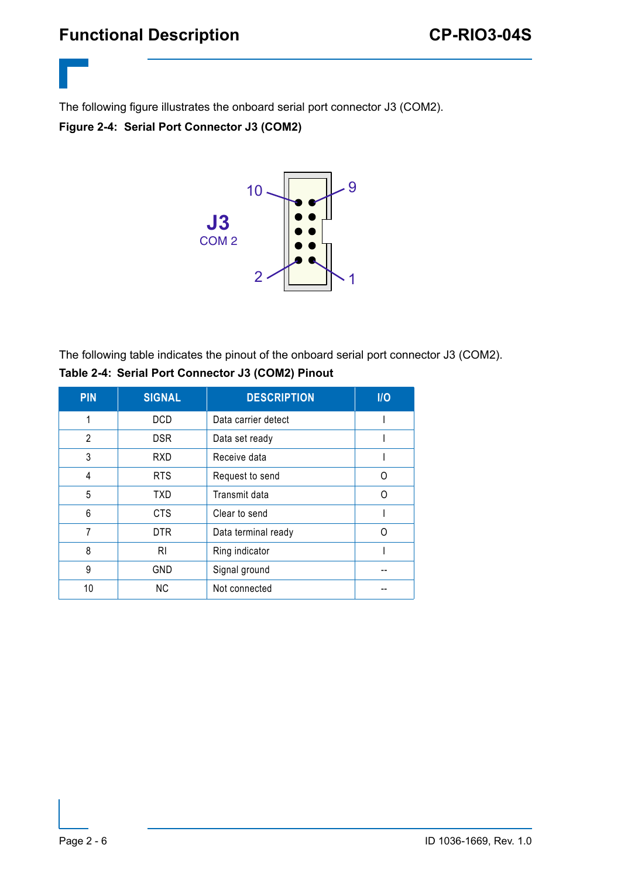The following figure illustrates the onboard serial port connector J3 (COM2).

**Figure 2-4: Serial Port Connector J3 (COM2)**

The following table indicates the pinout of the onboard serial port connector J3 (COM2).

**Table 2-4: Serial Port Connector J3 (COM2) Pinout**

| PIN | SIGNAL | DESCRIPTION | I/O |
|---|---|---|---|
| 1 | DCD | Data carrier detect | I |
| 2 | DSR | Data set ready | I |
| 3 | RXD | Receive data | I |
| 4 | RTS | Request to send | O |
| 5 | TXD | Transmit data | O |
| 6 | CTS | Clear to send | I |
| 7 | DTR | Data terminal ready | O |
| 8 | RI | Ring indicator | I |
| 9 | GND | Signal ground | -- |
| 10 | NC | Not connected | -- |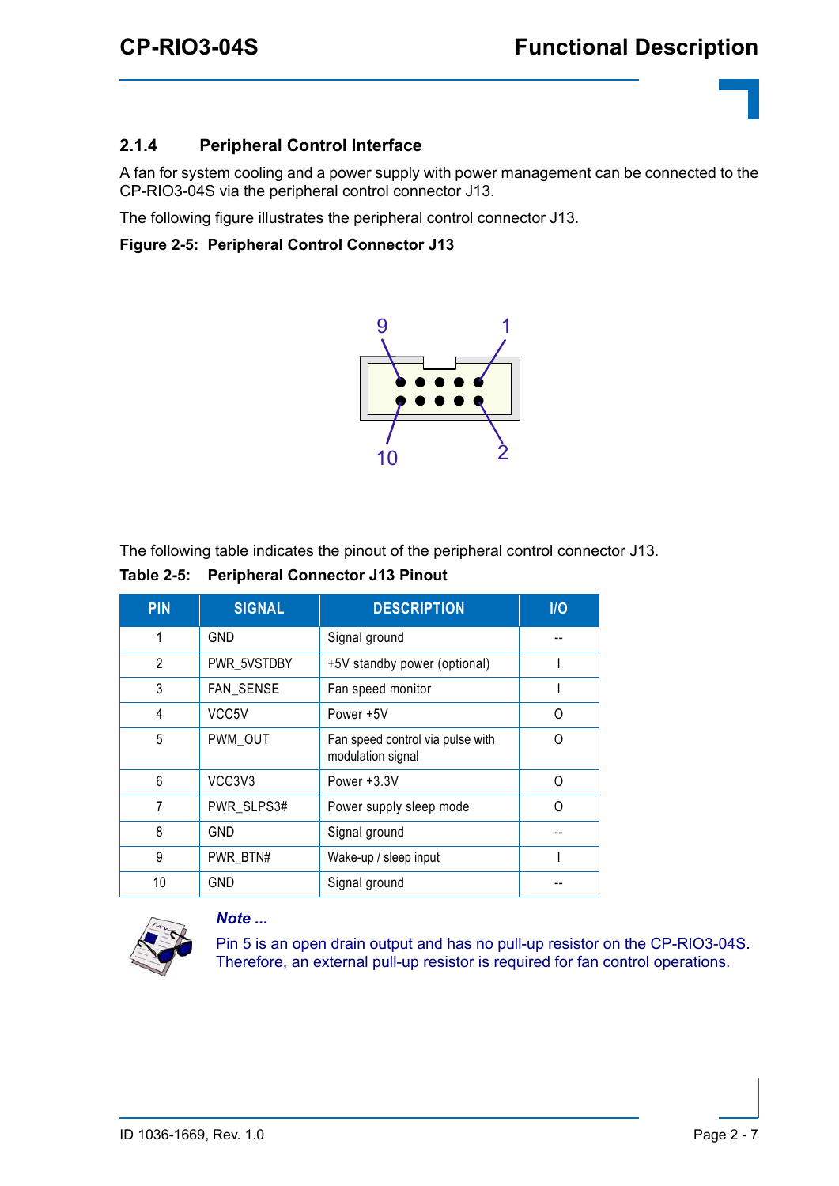### 2.1.4 Peripheral Control Interface

A fan for system cooling and a power supply with power management can be connected to the CP-RIO3-04S via the peripheral control connector J13.

The following figure illustrates the peripheral control connector J13.

**Figure 2-5: Peripheral Control Connector J13**

The following table indicates the pinout of the peripheral control connector J13.

**Table 2-5: Peripheral Connector J13 Pinout**

| PIN | SIGNAL | DESCRIPTION | I/O |
|---|---|---|---|
| 1 | GND | Signal ground | -- |
| 2 | PWR_5VSTDBY | +5V standby power (optional) | I |
| 3 | FAN_SENSE | Fan speed monitor | I |
| 4 | VCC5V | Power +5V | O |
| 5 | PWM_OUT | Fan speed control via pulse with modulation signal | O |
| 6 | VCC3V3 | Power +3.3V | O |
| 7 | PWR_SLPS3# | Power supply sleep mode | O |
| 8 | GND | Signal ground | -- |
| 9 | PWR_BTN# | Wake-up / sleep input | I |
| 10 | GND | Signal ground | -- |

***Note ...***

Pin 5 is an open drain output and has no pull-up resistor on the CP-RIO3-04S. Therefore, an external pull-up resistor is required for fan control operations.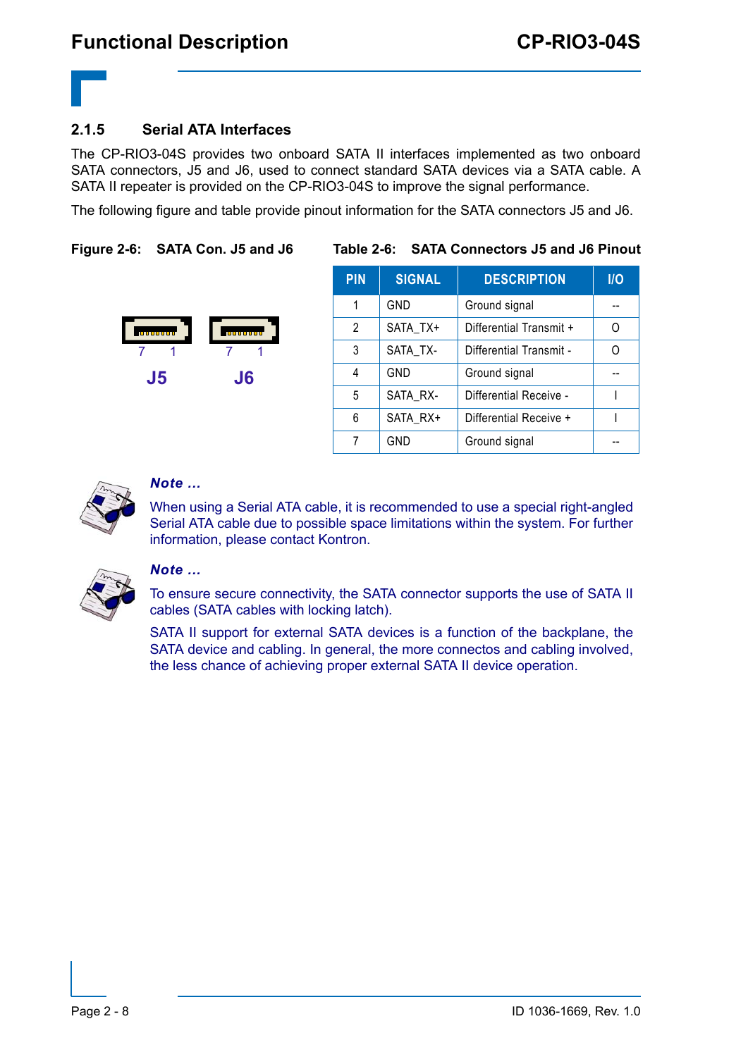### 2.1.5 Serial ATA Interfaces

The CP-RIO3-04S provides two onboard SATA II interfaces implemented as two onboard SATA connectors, J5 and J6, used to connect standard SATA devices via a SATA cable. A SATA II repeater is provided on the CP-RIO3-04S to improve the signal performance.

The following figure and table provide pinout information for the SATA connectors J5 and J6.

**Figure 2-6: SATA Con. J5 and J6**

7 1 7 1

J5 J6

**Table 2-6: SATA Connectors J5 and J6 Pinout**

| PIN | SIGNAL | DESCRIPTION | I/O |
|---|---|---|---|
| 1 | GND | Ground signal | -- |
| 2 | SATA_TX+ | Differential Transmit + | O |
| 3 | SATA_TX- | Differential Transmit - | O |
| 4 | GND | Ground signal | -- |
| 5 | SATA_RX- | Differential Receive - | I |
| 6 | SATA_RX+ | Differential Receive + | I |
| 7 | GND | Ground signal | -- |

***Note ...***

When using a Serial ATA cable, it is recommended to use a special right-angled Serial ATA cable due to possible space limitations within the system. For further information, please contact Kontron.

***Note ...***

To ensure secure connectivity, the SATA connector supports the use of SATA II cables (SATA cables with locking latch).

SATA II support for external SATA devices is a function of the backplane, the SATA device and cabling. In general, the more connectos and cabling involved, the less chance of achieving proper external SATA II device operation.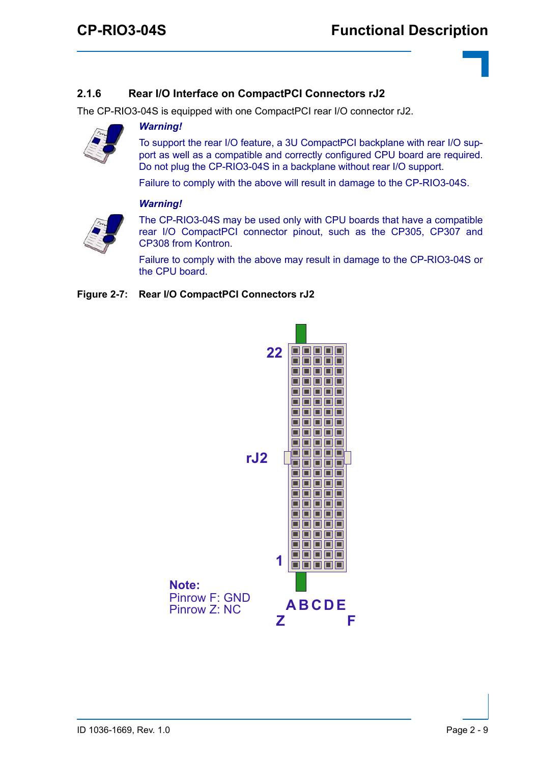### 2.1.6 Rear I/O Interface on CompactPCI Connectors rJ2

The CP-RIO3-04S is equipped with one CompactPCI rear I/O connector rJ2.

***Warning!***

To support the rear I/O feature, a 3U CompactPCI backplane with rear I/O support as well as a compatible and correctly configured CPU board are required. Do not plug the CP-RIO3-04S in a backplane without rear I/O support.

Failure to comply with the above will result in damage to the CP-RIO3-04S.

***Warning!***

The CP-RIO3-04S may be used only with CPU boards that have a compatible rear I/O CompactPCI connector pinout, such as the CP305, CP307 and CP308 from Kontron.

Failure to comply with the above may result in damage to the CP-RIO3-04S or the CPU board.

**Figure 2-7: Rear I/O CompactPCI Connectors rJ2**

22

rJ2

1

A B C D E

Z F

**Note:**
Pinrow F: GND
Pinrow Z: NC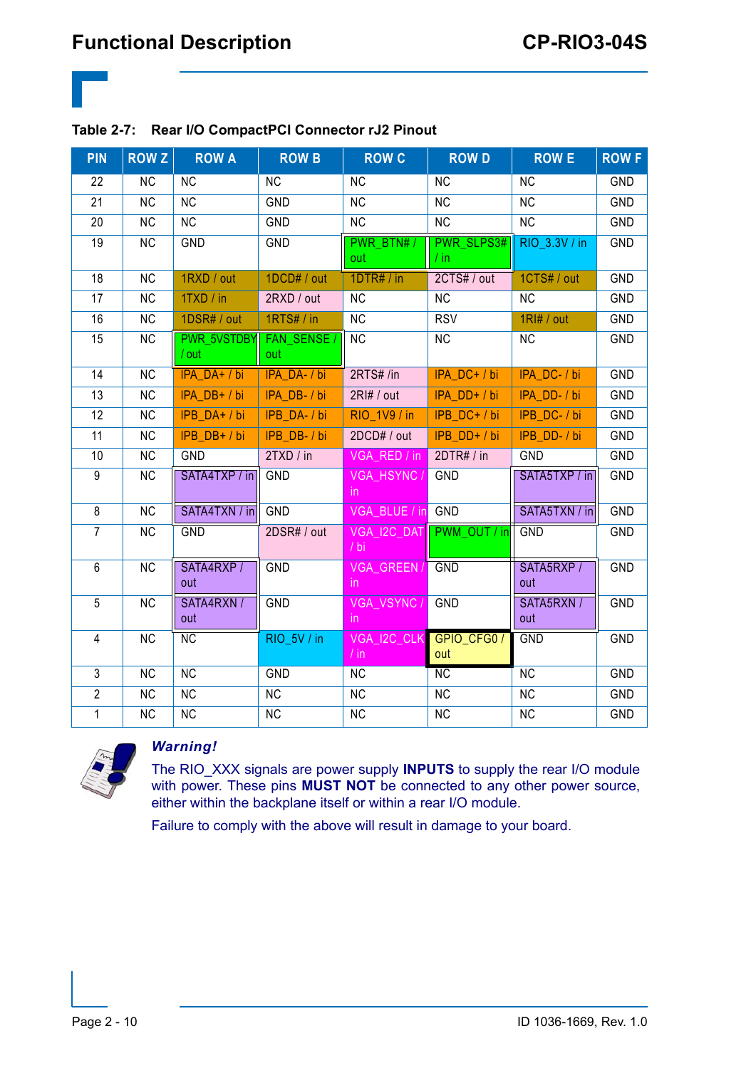**Table 2-7: Rear I/O CompactPCI Connector rJ2 Pinout**

| PIN | ROW Z | ROW A | ROW B | ROW C | ROW D | ROW E | ROW F |
|---|---|---|---|---|---|---|---|
| 22 | NC | NC | NC | NC | NC | NC | GND |
| 21 | NC | NC | GND | NC | NC | NC | GND |
| 20 | NC | NC | GND | NC | NC | NC | GND |
| 19 | NC | GND | GND | PWR_BTN# / out | PWR_SLPS3# / in | RIO_3.3V / in | GND |
| 18 | NC | 1RXD / out | 1DCD# / out | 1DTR# / in | 2CTS# / out | 1CTS# / out | GND |
| 17 | NC | 1TXD / in | 2RXD / out | NC | NC | NC | GND |
| 16 | NC | 1DSR# / out | 1RTS# / in | NC | RSV | 1RI# / out | GND |
| 15 | NC | PWR_5VSTDBY / out | FAN_SENSE / out | NC | NC | NC | GND |
| 14 | NC | IPA_DA+ / bi | IPA_DA- / bi | 2RTS# /in | IPA_DC+ / bi | IPA_DC- / bi | GND |
| 13 | NC | IPA_DB+ / bi | IPA_DB- / bi | 2RI# / out | IPA_DD+ / bi | IPA_DD- / bi | GND |
| 12 | NC | IPB_DA+ / bi | IPB_DA- / bi | RIO_1V9 / in | IPB_DC+ / bi | IPB_DC- / bi | GND |
| 11 | NC | IPB_DB+ / bi | IPB_DB- / bi | 2DCD# / out | IPB_DD+ / bi | IPB_DD- / bi | GND |
| 10 | NC | GND | 2TXD / in | VGA_RED / in | 2DTR# / in | GND | GND |
| 9 | NC | SATA4TXP / in | GND | VGA_HSYNC / in | GND | SATA5TXP / in | GND |
| 8 | NC | SATA4TXN / in | GND | VGA_BLUE / in | GND | SATA5TXN / in | GND |
| 7 | NC | GND | 2DSR# / out | VGA_I2C_DAT / bi | PWM_OUT / in | GND | GND |
| 6 | NC | SATA4RXP / out | GND | VGA_GREEN / in | GND | SATA5RXP / out | GND |
| 5 | NC | SATA4RXN / out | GND | VGA_VSYNC / in | GND | SATA5RXN / out | GND |
| 4 | NC | NC | RIO_5V / in | VGA_I2C_CLK / in | GPIO_CFG0 / out | GND | GND |
| 3 | NC | NC | GND | NC | NC | NC | GND |
| 2 | NC | NC | NC | NC | NC | NC | GND |
| 1 | NC | NC | NC | NC | NC | NC | GND |

***Warning!***

The RIO_XXX signals are power supply **INPUTS** to supply the rear I/O module with power. These pins **MUST NOT** be connected to any other power source, either within the backplane itself or within a rear I/O module.

Failure to comply with the above will result in damage to your board.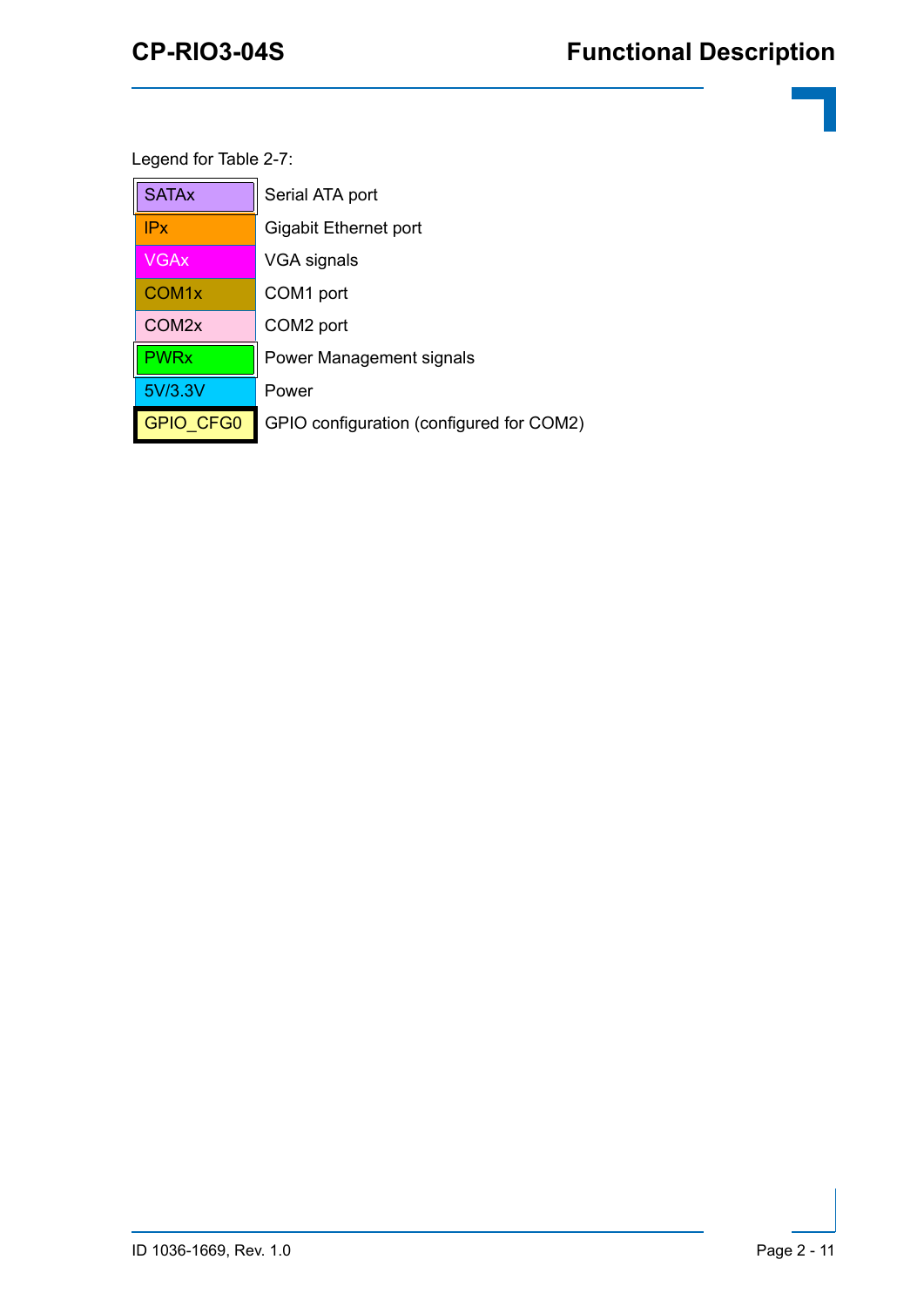Legend for Table 2-7:

| | |
|---|---|
| SATAx | Serial ATA port |
| IPx | Gigabit Ethernet port |
| VGAx | VGA signals |
| COM1x | COM1 port |
| COM2x | COM2 port |
| PWRx | Power Management signals |
| 5V/3.3V | Power |
| GPIO_CFG0 | GPIO configuration (configured for COM2) |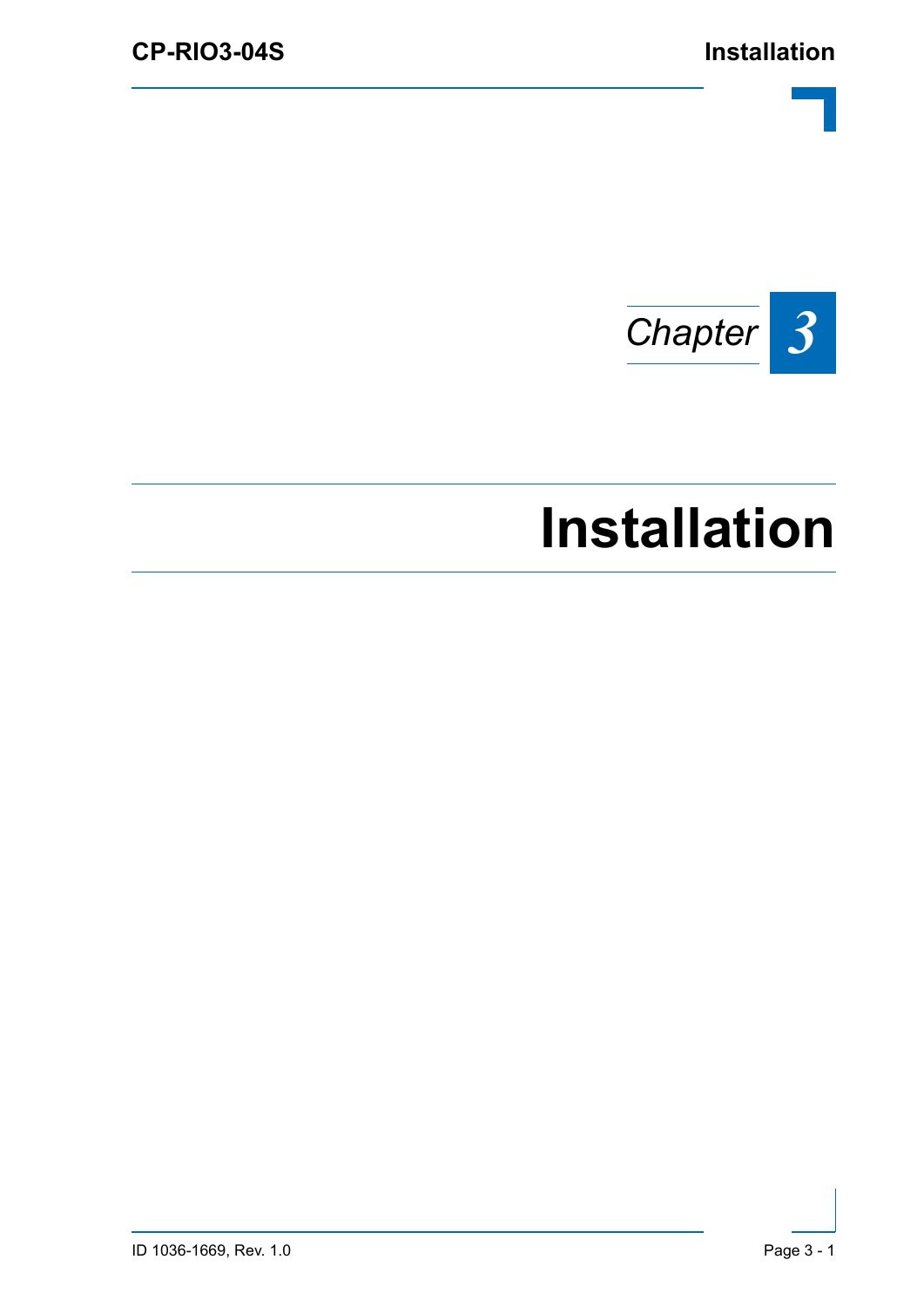*Chapter* **3**

# Installation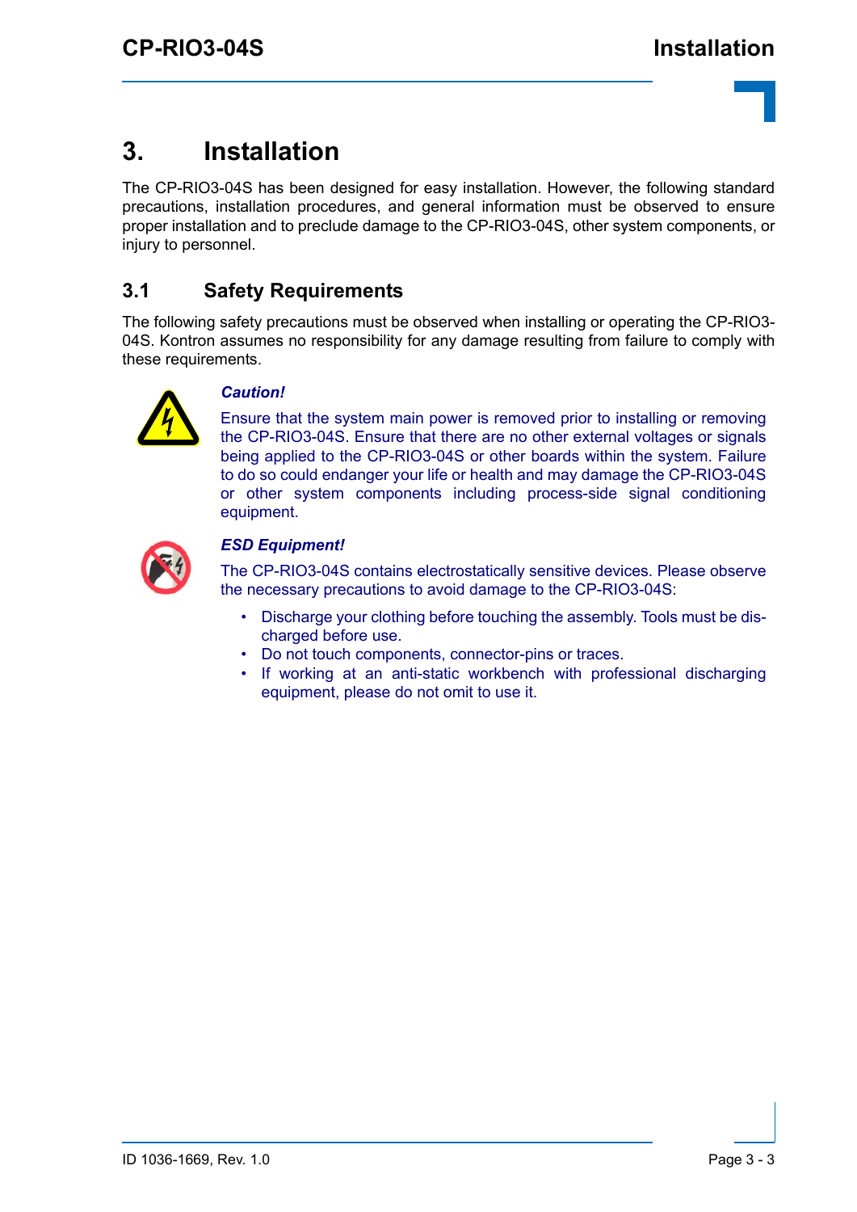# 3. Installation

The CP-RIO3-04S has been designed for easy installation. However, the following standard precautions, installation procedures, and general information must be observed to ensure proper installation and to preclude damage to the CP-RIO3-04S, other system components, or injury to personnel.

## 3.1 Safety Requirements

The following safety precautions must be observed when installing or operating the CP-RIO3-04S. Kontron assumes no responsibility for any damage resulting from failure to comply with these requirements.

***Caution!***

Ensure that the system main power is removed prior to installing or removing the CP-RIO3-04S. Ensure that there are no other external voltages or signals being applied to the CP-RIO3-04S or other boards within the system. Failure to do so could endanger your life or health and may damage the CP-RIO3-04S or other system components including process-side signal conditioning equipment.

***ESD Equipment!***

The CP-RIO3-04S contains electrostatically sensitive devices. Please observe the necessary precautions to avoid damage to the CP-RIO3-04S:

- Discharge your clothing before touching the assembly. Tools must be discharged before use.
- Do not touch components, connector-pins or traces.
- If working at an anti-static workbench with professional discharging equipment, please do not omit to use it.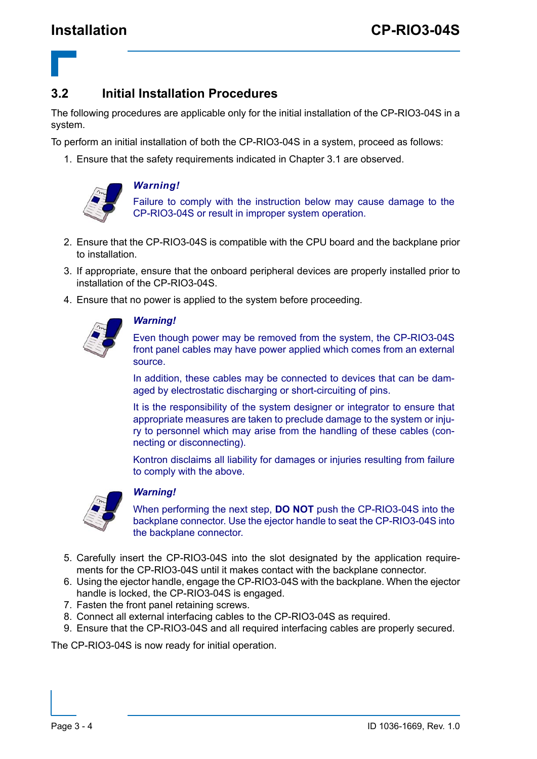## 3.2 Initial Installation Procedures

The following procedures are applicable only for the initial installation of the CP-RIO3-04S in a system.

To perform an initial installation of both the CP-RIO3-04S in a system, proceed as follows:

1. Ensure that the safety requirements indicated in Chapter 3.1 are observed.

> ***Warning!***
>
> Failure to comply with the instruction below may cause damage to the CP-RIO3-04S or result in improper system operation.

2. Ensure that the CP-RIO3-04S is compatible with the CPU board and the backplane prior to installation.
3. If appropriate, ensure that the onboard peripheral devices are properly installed prior to installation of the CP-RIO3-04S.
4. Ensure that no power is applied to the system before proceeding.

> ***Warning!***
>
> Even though power may be removed from the system, the CP-RIO3-04S front panel cables may have power applied which comes from an external source.
>
> In addition, these cables may be connected to devices that can be damaged by electrostatic discharging or short-circuiting of pins.
>
> It is the responsibility of the system designer or integrator to ensure that appropriate measures are taken to preclude damage to the system or injury to personnel which may arise from the handling of these cables (connecting or disconnecting).
>
> Kontron disclaims all liability for damages or injuries resulting from failure to comply with the above.

> ***Warning!***
>
> When performing the next step, **DO NOT** push the CP-RIO3-04S into the backplane connector. Use the ejector handle to seat the CP-RIO3-04S into the backplane connector.

5. Carefully insert the CP-RIO3-04S into the slot designated by the application requirements for the CP-RIO3-04S until it makes contact with the backplane connector.
6. Using the ejector handle, engage the CP-RIO3-04S with the backplane. When the ejector handle is locked, the CP-RIO3-04S is engaged.
7. Fasten the front panel retaining screws.
8. Connect all external interfacing cables to the CP-RIO3-04S as required.
9. Ensure that the CP-RIO3-04S and all required interfacing cables are properly secured.

The CP-RIO3-04S is now ready for initial operation.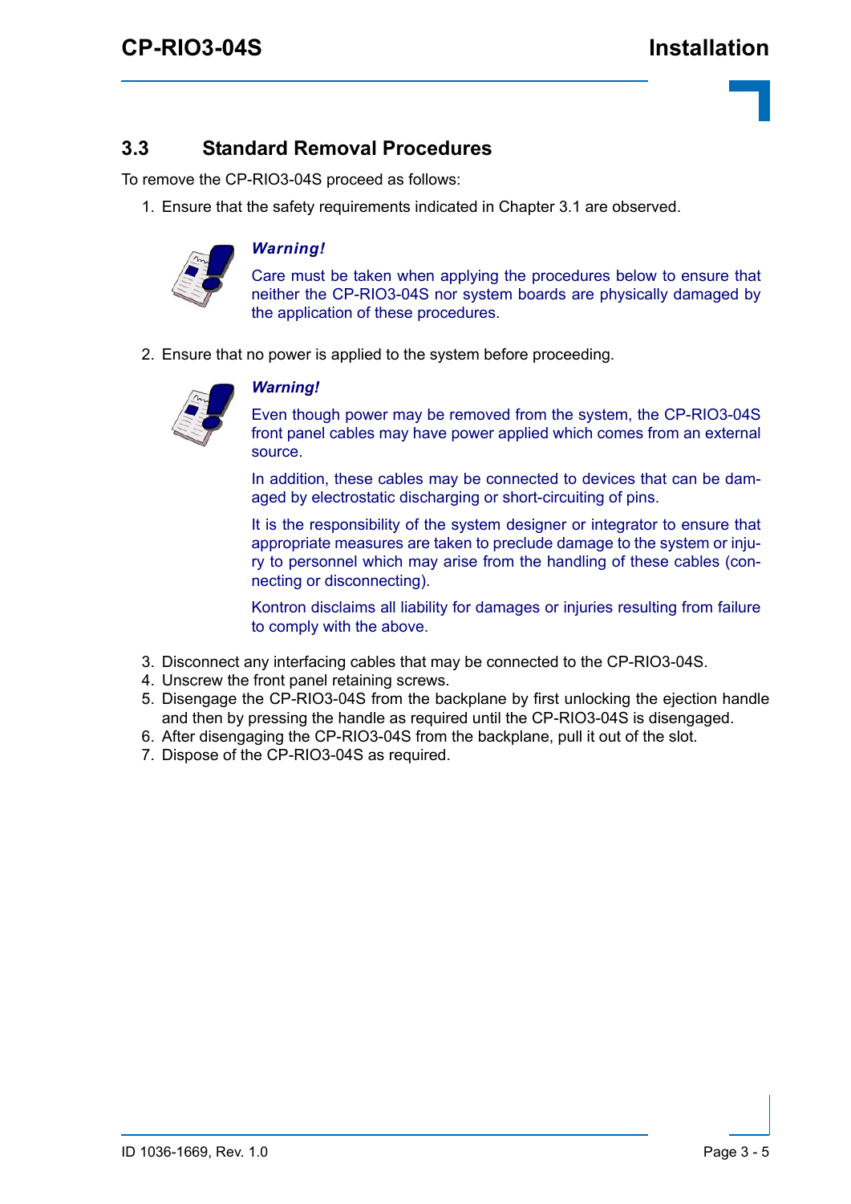## 3.3 Standard Removal Procedures

To remove the CP-RIO3-04S proceed as follows:

1. Ensure that the safety requirements indicated in Chapter 3.1 are observed.

   ***Warning!***

   Care must be taken when applying the procedures below to ensure that neither the CP-RIO3-04S nor system boards are physically damaged by the application of these procedures.

2. Ensure that no power is applied to the system before proceeding.

   ***Warning!***

   Even though power may be removed from the system, the CP-RIO3-04S front panel cables may have power applied which comes from an external source.

   In addition, these cables may be connected to devices that can be damaged by electrostatic discharging or short-circuiting of pins.

   It is the responsibility of the system designer or integrator to ensure that appropriate measures are taken to preclude damage to the system or injury to personnel which may arise from the handling of these cables (connecting or disconnecting).

   Kontron disclaims all liability for damages or injuries resulting from failure to comply with the above.

3. Disconnect any interfacing cables that may be connected to the CP-RIO3-04S.
4. Unscrew the front panel retaining screws.
5. Disengage the CP-RIO3-04S from the backplane by first unlocking the ejection handle and then by pressing the handle as required until the CP-RIO3-04S is disengaged.
6. After disengaging the CP-RIO3-04S from the backplane, pull it out of the slot.
7. Dispose of the CP-RIO3-04S as required.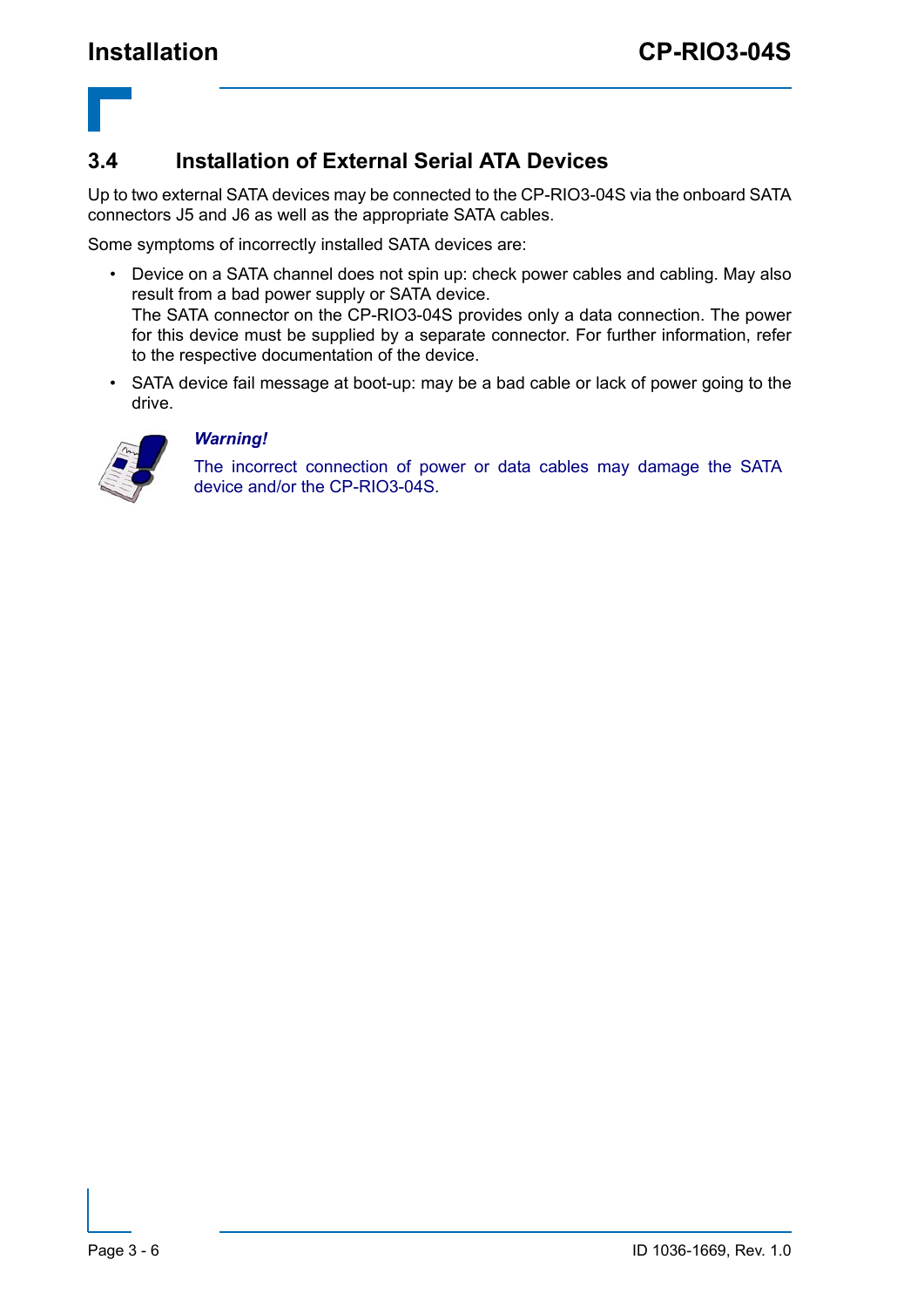## 3.4 Installation of External Serial ATA Devices

Up to two external SATA devices may be connected to the CP-RIO3-04S via the onboard SATA connectors J5 and J6 as well as the appropriate SATA cables.

Some symptoms of incorrectly installed SATA devices are:

- Device on a SATA channel does not spin up: check power cables and cabling. May also result from a bad power supply or SATA device.
  The SATA connector on the CP-RIO3-04S provides only a data connection. The power for this device must be supplied by a separate connector. For further information, refer to the respective documentation of the device.
- SATA device fail message at boot-up: may be a bad cable or lack of power going to the drive.

***Warning!***

The incorrect connection of power or data cables may damage the SATA device and/or the CP-RIO3-04S.